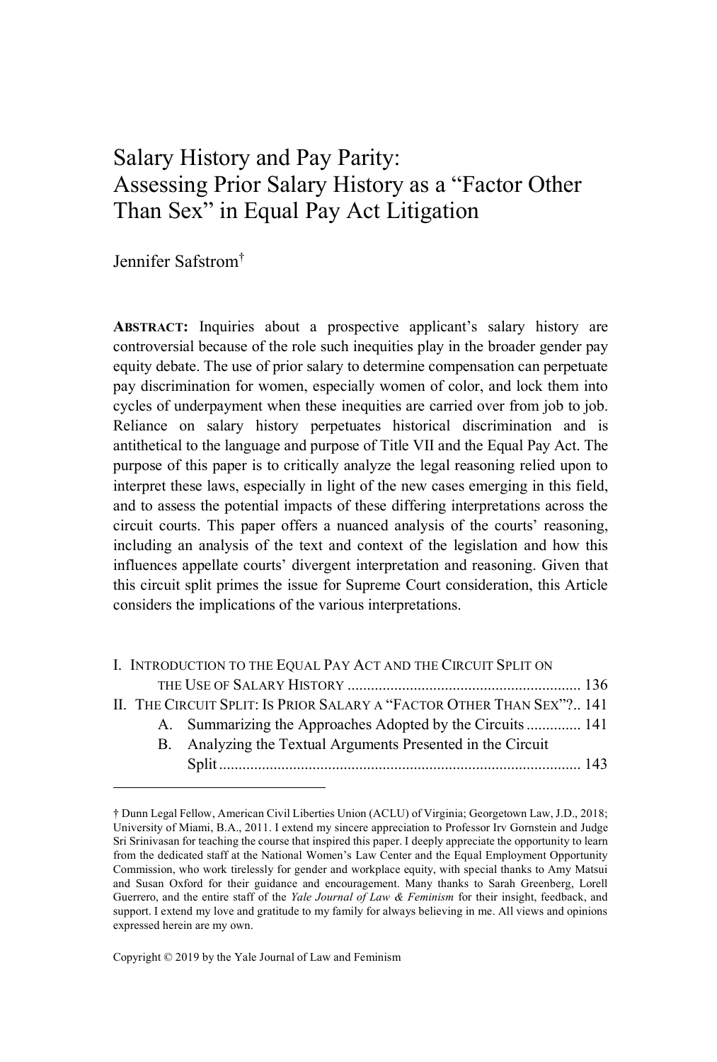# Salary History and Pay Parity: Assessing Prior Salary History as a "Factor Other Than Sex" in Equal Pay Act Litigation

Jennifer Safstrom†

**ABSTRACT:** Inquiries about a prospective applicant's salary history are controversial because of the role such inequities play in the broader gender pay equity debate. The use of prior salary to determine compensation can perpetuate pay discrimination for women, especially women of color, and lock them into cycles of underpayment when these inequities are carried over from job to job. Reliance on salary history perpetuates historical discrimination and is antithetical to the language and purpose of Title VII and the Equal Pay Act. The purpose of this paper is to critically analyze the legal reasoning relied upon to interpret these laws, especially in light of the new cases emerging in this field, and to assess the potential impacts of these differing interpretations across the circuit courts. This paper offers a nuanced analysis of the courts' reasoning, including an analysis of the text and context of the legislation and how this influences appellate courts' divergent interpretation and reasoning. Given that this circuit split primes the issue for Supreme Court consideration, this Article considers the implications of the various interpretations.

I. INTRODUCTION TO THE EQUAL PAY ACT AND THE CIRCUIT SPLIT ON THE USE OF SALARY HISTORY ........................................................ 136

II. THE CIRCUIT SPLIT: IS PRIOR SALARY A "FACTOR OTHER THAN SEX"? .. 141

- A. Summarizing the Approaches Adopted by the Circuits .............. 141
- B. Analyzing the Textual Arguments Presented in the Circuit Split ........................................................................................ 143

---

† Dunn Legal Fellow, American Civil Liberties Union (ACLU) of Virginia; Georgetown Law, J.D., 2018; University of Miami, B.A., 2011. I extend my sincere appreciation to Professor Irv Gornstein and Judge Sri Srinivasan for teaching the course that inspired this paper. I deeply appreciate the opportunity to learn from the dedicated staff at the National Women's Law Center and the Equal Employment Opportunity Commission, who work tirelessly for gender and workplace equity, with special thanks to Amy Matsui and Susan Oxford for their guidance and encouragement. Many thanks to Sarah Greenberg, Lorell Guerrero, and the entire staff of the *Yale Journal of Law & Feminism* for their insight, feedback, and support. I extend my love and gratitude to my family for always believing in me. All views and opinions expressed herein are my own.

Copyright © 2019 by the Yale Journal of Law and Feminism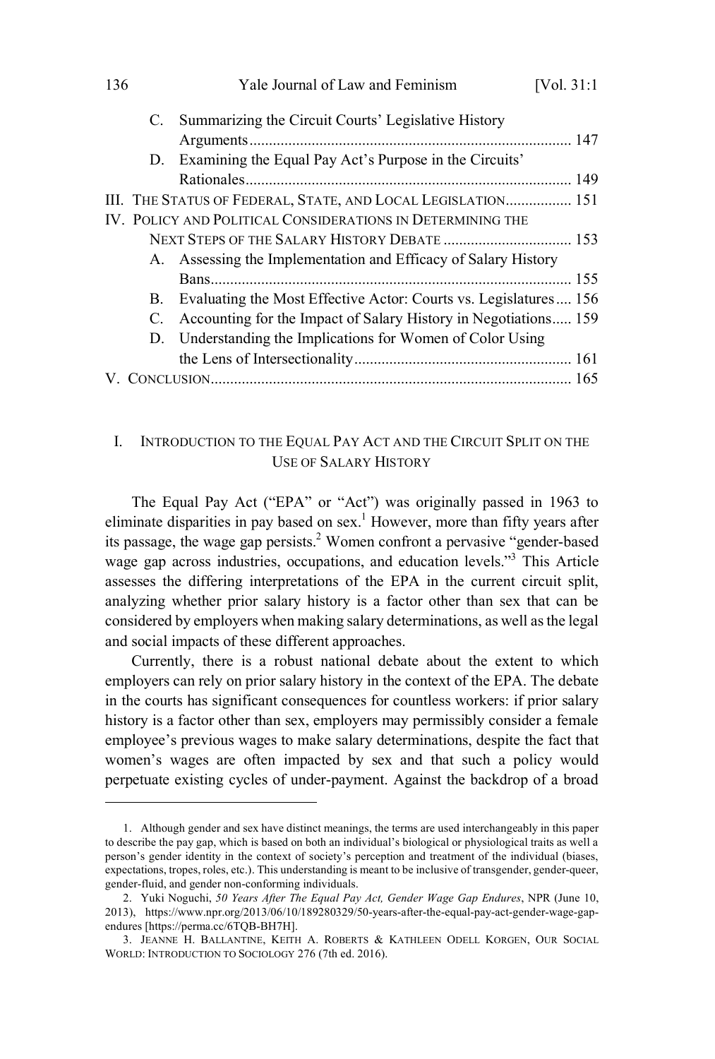C. Summarizing the Circuit Courts' Legislative History Arguments .................................................................................. 147

D. Examining the Equal Pay Act's Purpose in the Circuits' Rationales .................................................................................. 149

III. THE STATUS OF FEDERAL, STATE, AND LOCAL LEGISLATION ................. 151

IV. POLICY AND POLITICAL CONSIDERATIONS IN DETERMINING THE NEXT STEPS OF THE SALARY HISTORY DEBATE ................................. 153

A. Assessing the Implementation and Efficacy of Salary History Bans ........................................................................................... 155

B. Evaluating the Most Effective Actor: Courts vs. Legislatures .... 156

C. Accounting for the Impact of Salary History in Negotiations ..... 159

D. Understanding the Implications for Women of Color Using the Lens of Intersectionality ....................................................... 161

V. CONCLUSION ........................................................................................... 165

## I. INTRODUCTION TO THE EQUAL PAY ACT AND THE CIRCUIT SPLIT ON THE USE OF SALARY HISTORY

The Equal Pay Act ("EPA" or "Act") was originally passed in 1963 to eliminate disparities in pay based on sex.[1] However, more than fifty years after its passage, the wage gap persists.[2] Women confront a pervasive "gender-based wage gap across industries, occupations, and education levels."[3] This Article assesses the differing interpretations of the EPA in the current circuit split, analyzing whether prior salary history is a factor other than sex that can be considered by employers when making salary determinations, as well as the legal and social impacts of these different approaches.

Currently, there is a robust national debate about the extent to which employers can rely on prior salary history in the context of the EPA. The debate in the courts has significant consequences for countless workers: if prior salary history is a factor other than sex, employers may permissibly consider a female employee's previous wages to make salary determinations, despite the fact that women's wages are often impacted by sex and that such a policy would perpetuate existing cycles of under-payment. Against the backdrop of a broad

---

1. Although gender and sex have distinct meanings, the terms are used interchangeably in this paper to describe the pay gap, which is based on both an individual's biological or physiological traits as well a person's gender identity in the context of society's perception and treatment of the individual (biases, expectations, tropes, roles, etc.). This understanding is meant to be inclusive of transgender, gender-queer, gender-fluid, and gender non-conforming individuals.

2. Yuki Noguchi, *50 Years After The Equal Pay Act, Gender Wage Gap Endures*, NPR (June 10, 2013), https://www.npr.org/2013/06/10/189280329/50-years-after-the-equal-pay-act-gender-wage-gap-endures [https://perma.cc/6TQB-BH7H].

3. JEANNE H. BALLANTINE, KEITH A. ROBERTS & KATHLEEN ODELL KORGEN, OUR SOCIAL WORLD: INTRODUCTION TO SOCIOLOGY 276 (7th ed. 2016).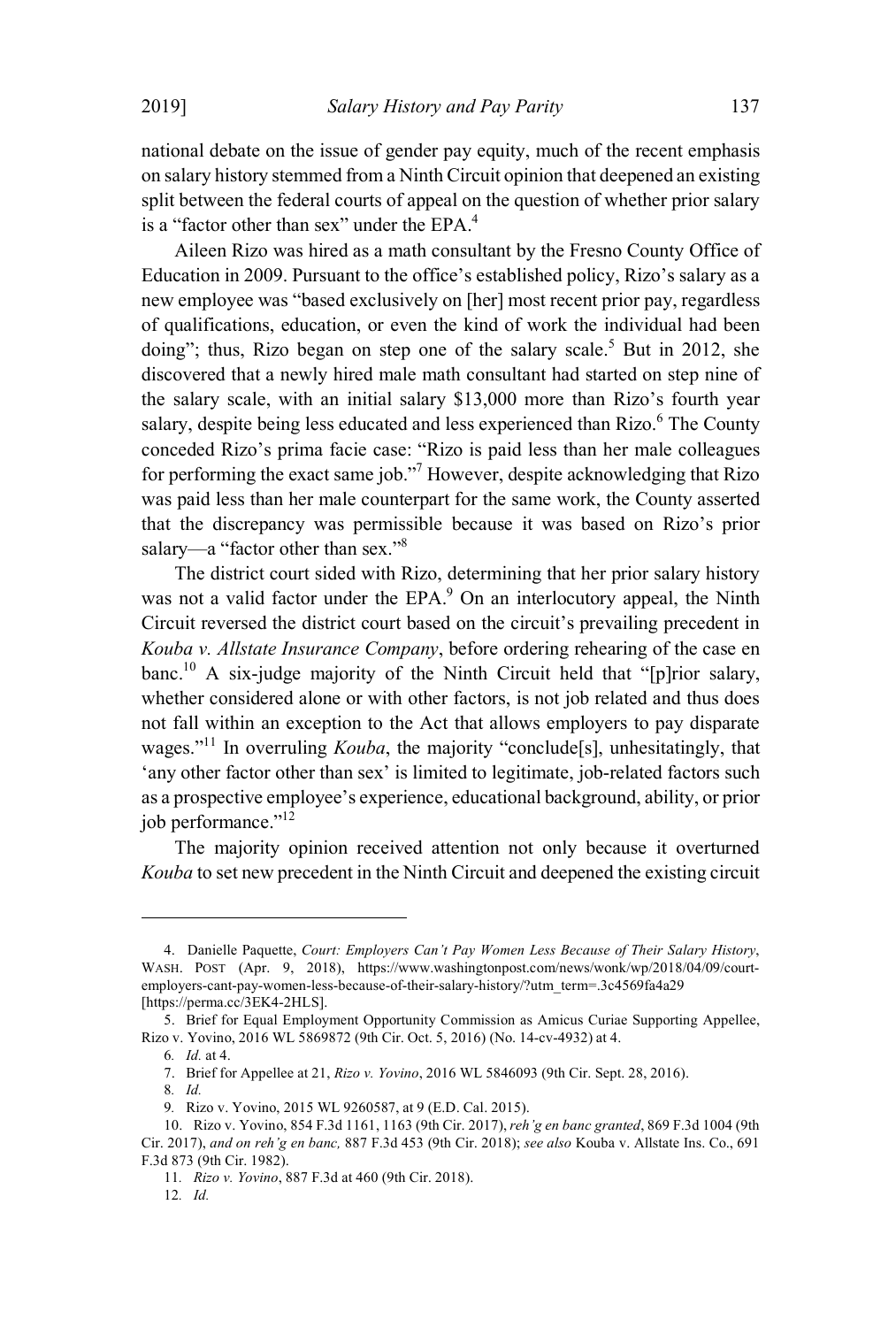national debate on the issue of gender pay equity, much of the recent emphasis on salary history stemmed from a Ninth Circuit opinion that deepened an existing split between the federal courts of appeal on the question of whether prior salary is a "factor other than sex" under the EPA.[4]

Aileen Rizo was hired as a math consultant by the Fresno County Office of Education in 2009. Pursuant to the office's established policy, Rizo's salary as a new employee was "based exclusively on [her] most recent prior pay, regardless of qualifications, education, or even the kind of work the individual had been doing"; thus, Rizo began on step one of the salary scale.[5] But in 2012, she discovered that a newly hired male math consultant had started on step nine of the salary scale, with an initial salary $13,000 more than Rizo's fourth year salary, despite being less educated and less experienced than Rizo.[6] The County conceded Rizo's prima facie case: "Rizo is paid less than her male colleagues for performing the exact same job."[7] However, despite acknowledging that Rizo was paid less than her male counterpart for the same work, the County asserted that the discrepancy was permissible because it was based on Rizo's prior salary—a "factor other than sex."[8]

The district court sided with Rizo, determining that her prior salary history was not a valid factor under the EPA.[9] On an interlocutory appeal, the Ninth Circuit reversed the district court based on the circuit's prevailing precedent in *Kouba v. Allstate Insurance Company*, before ordering rehearing of the case en banc.[10] A six-judge majority of the Ninth Circuit held that "[p]rior salary, whether considered alone or with other factors, is not job related and thus does not fall within an exception to the Act that allows employers to pay disparate wages."[11] In overruling *Kouba*, the majority "conclude[s], unhesitatingly, that 'any other factor other than sex' is limited to legitimate, job-related factors such as a prospective employee's experience, educational background, ability, or prior job performance."[12]

The majority opinion received attention not only because it overturned *Kouba* to set new precedent in the Ninth Circuit and deepened the existing circuit

---

4. Danielle Paquette, *Court: Employers Can't Pay Women Less Because of Their Salary History*, WASH. POST (Apr. 9, 2018), https://www.washingtonpost.com/news/wonk/wp/2018/04/09/court-employers-cant-pay-women-less-because-of-their-salary-history/?utm_term=.3c4569fa4a29 [https://perma.cc/3EK4-2HLS].

5. Brief for Equal Employment Opportunity Commission as Amicus Curiae Supporting Appellee, Rizo v. Yovino, 2016 WL 5869872 (9th Cir. Oct. 5, 2016) (No. 14-cv-4932) at 4.

6. *Id.* at 4.

7. Brief for Appellee at 21, *Rizo v. Yovino*, 2016 WL 5846093 (9th Cir. Sept. 28, 2016).

8. *Id.*

9. Rizo v. Yovino, 2015 WL 9260587, at 9 (E.D. Cal. 2015).

10. Rizo v. Yovino, 854 F.3d 1161, 1163 (9th Cir. 2017), *reh'g en banc granted*, 869 F.3d 1004 (9th Cir. 2017), *and on reh'g en banc,* 887 F.3d 453 (9th Cir. 2018); *see also* Kouba v. Allstate Ins. Co., 691 F.3d 873 (9th Cir. 1982).

11. *Rizo v. Yovino*, 887 F.3d at 460 (9th Cir. 2018).

12. *Id.*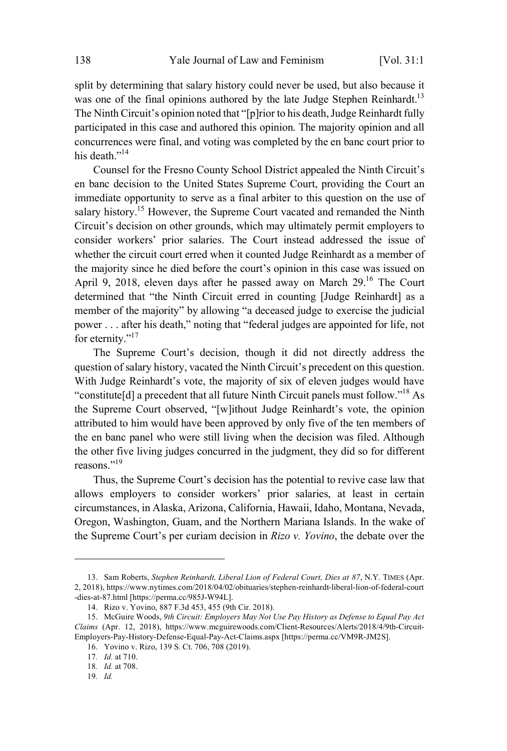split by determining that salary history could never be used, but also because it was one of the final opinions authored by the late Judge Stephen Reinhardt.[13] The Ninth Circuit's opinion noted that "[p]rior to his death, Judge Reinhardt fully participated in this case and authored this opinion. The majority opinion and all concurrences were final, and voting was completed by the en banc court prior to his death."[14]

Counsel for the Fresno County School District appealed the Ninth Circuit's en banc decision to the United States Supreme Court, providing the Court an immediate opportunity to serve as a final arbiter to this question on the use of salary history.[15] However, the Supreme Court vacated and remanded the Ninth Circuit's decision on other grounds, which may ultimately permit employers to consider workers' prior salaries. The Court instead addressed the issue of whether the circuit court erred when it counted Judge Reinhardt as a member of the majority since he died before the court's opinion in this case was issued on April 9, 2018, eleven days after he passed away on March 29.[16] The Court determined that "the Ninth Circuit erred in counting [Judge Reinhardt] as a member of the majority" by allowing "a deceased judge to exercise the judicial power . . . after his death," noting that "federal judges are appointed for life, not for eternity."[17]

The Supreme Court's decision, though it did not directly address the question of salary history, vacated the Ninth Circuit's precedent on this question. With Judge Reinhardt's vote, the majority of six of eleven judges would have "constitute[d] a precedent that all future Ninth Circuit panels must follow."[18] As the Supreme Court observed, "[w]ithout Judge Reinhardt's vote, the opinion attributed to him would have been approved by only five of the ten members of the en banc panel who were still living when the decision was filed. Although the other five living judges concurred in the judgment, they did so for different reasons."[19]

Thus, the Supreme Court's decision has the potential to revive case law that allows employers to consider workers' prior salaries, at least in certain circumstances, in Alaska, Arizona, California, Hawaii, Idaho, Montana, Nevada, Oregon, Washington, Guam, and the Northern Mariana Islands. In the wake of the Supreme Court's per curiam decision in *Rizo v. Yovino*, the debate over the

---

13. Sam Roberts, *Stephen Reinhardt, Liberal Lion of Federal Court, Dies at 87*, N.Y. TIMES (Apr. 2, 2018), https://www.nytimes.com/2018/04/02/obituaries/stephen-reinhardt-liberal-lion-of-federal-court-dies-at-87.html [https://perma.cc/985J-W94L].

14. Rizo v. Yovino, 887 F.3d 453, 455 (9th Cir. 2018).

15. McGuire Woods, *9th Circuit: Employers May Not Use Pay History as Defense to Equal Pay Act Claims* (Apr. 12, 2018), https://www.mcguirewoods.com/Client-Resources/Alerts/2018/4/9th-Circuit-Employers-Pay-History-Defense-Equal-Pay-Act-Claims.aspx [https://perma.cc/VM9R-JM2S].

16. Yovino v. Rizo, 139 S. Ct. 706, 708 (2019).

17. *Id.* at 710.

18. *Id.* at 708.

19. *Id.*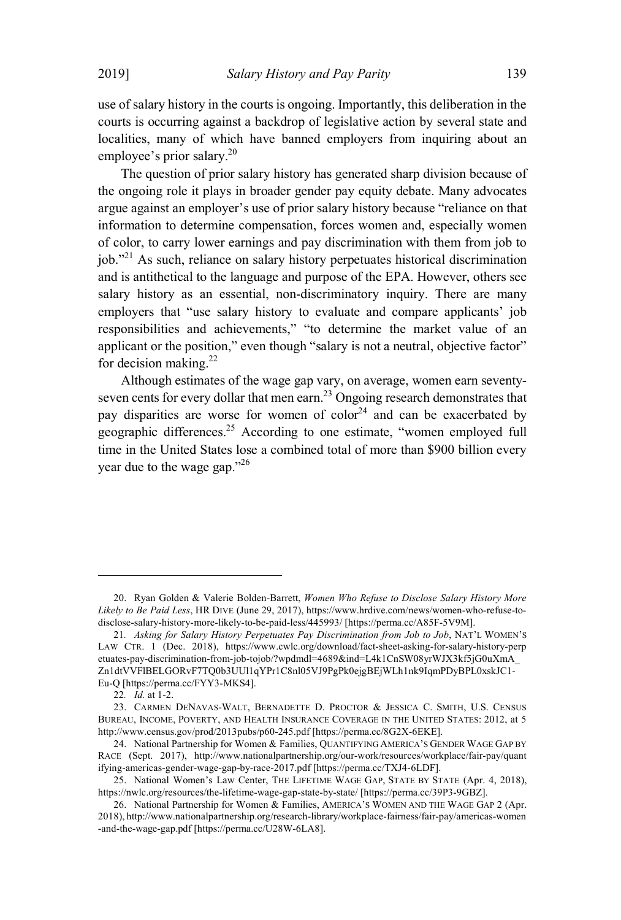use of salary history in the courts is ongoing. Importantly, this deliberation in the courts is occurring against a backdrop of legislative action by several state and localities, many of which have banned employers from inquiring about an employee's prior salary.[20]

The question of prior salary history has generated sharp division because of the ongoing role it plays in broader gender pay equity debate. Many advocates argue against an employer's use of prior salary history because "reliance on that information to determine compensation, forces women and, especially women of color, to carry lower earnings and pay discrimination with them from job to job."[21] As such, reliance on salary history perpetuates historical discrimination and is antithetical to the language and purpose of the EPA. However, others see salary history as an essential, non-discriminatory inquiry. There are many employers that "use salary history to evaluate and compare applicants' job responsibilities and achievements," "to determine the market value of an applicant or the position," even though "salary is not a neutral, objective factor" for decision making.[22]

Although estimates of the wage gap vary, on average, women earn seventy-seven cents for every dollar that men earn.[23] Ongoing research demonstrates that pay disparities are worse for women of color[24] and can be exacerbated by geographic differences.[25] According to one estimate, "women employed full time in the United States lose a combined total of more than $900 billion every year due to the wage gap."[26]

---

20. Ryan Golden & Valerie Bolden-Barrett, *Women Who Refuse to Disclose Salary History More Likely to Be Paid Less*, HR DIVE (June 29, 2017), https://www.hrdive.com/news/women-who-refuse-to-disclose-salary-history-more-likely-to-be-paid-less/445993/ [https://perma.cc/A85F-5V9M].

21. *Asking for Salary History Perpetuates Pay Discrimination from Job to Job*, NAT'L WOMEN'S LAW CTR. 1 (Dec. 2018), https://www.cwlc.org/download/fact-sheet-asking-for-salary-history-perpetuates-pay-discrimination-from-job-tojob/?wpdmdl=4689&ind=L4k1CnSW08yrWJX3kf5jG0uXmA_Zn1dtVVFlBELGORvF7TQ0b3UUl1qYPr1C8nl05VJ9PgPk0ejgBEjWLh1nk9IqmPDyBPL0xskJC1-Eu-Q [https://perma.cc/FYY3-MKS4].

22. *Id.* at 1-2.

23. CARMEN DENAVAS-WALT, BERNADETTE D. PROCTOR & JESSICA C. SMITH, U.S. CENSUS BUREAU, INCOME, POVERTY, AND HEALTH INSURANCE COVERAGE IN THE UNITED STATES: 2012, at 5 http://www.census.gov/prod/2013pubs/p60-245.pdf [https://perma.cc/8G2X-6EKE].

24. National Partnership for Women & Families, QUANTIFYING AMERICA'S GENDER WAGE GAP BY RACE (Sept. 2017), http://www.nationalpartnership.org/our-work/resources/workplace/fair-pay/quantifying-americas-gender-wage-gap-by-race-2017.pdf [https://perma.cc/TXJ4-6LDF].

25. National Women's Law Center, THE LIFETIME WAGE GAP, STATE BY STATE (Apr. 4, 2018), https://nwlc.org/resources/the-lifetime-wage-gap-state-by-state/ [https://perma.cc/39P3-9GBZ].

26. National Partnership for Women & Families, AMERICA'S WOMEN AND THE WAGE GAP 2 (Apr. 2018), http://www.nationalpartnership.org/research-library/workplace-fairness/fair-pay/americas-women-and-the-wage-gap.pdf [https://perma.cc/U28W-6LA8].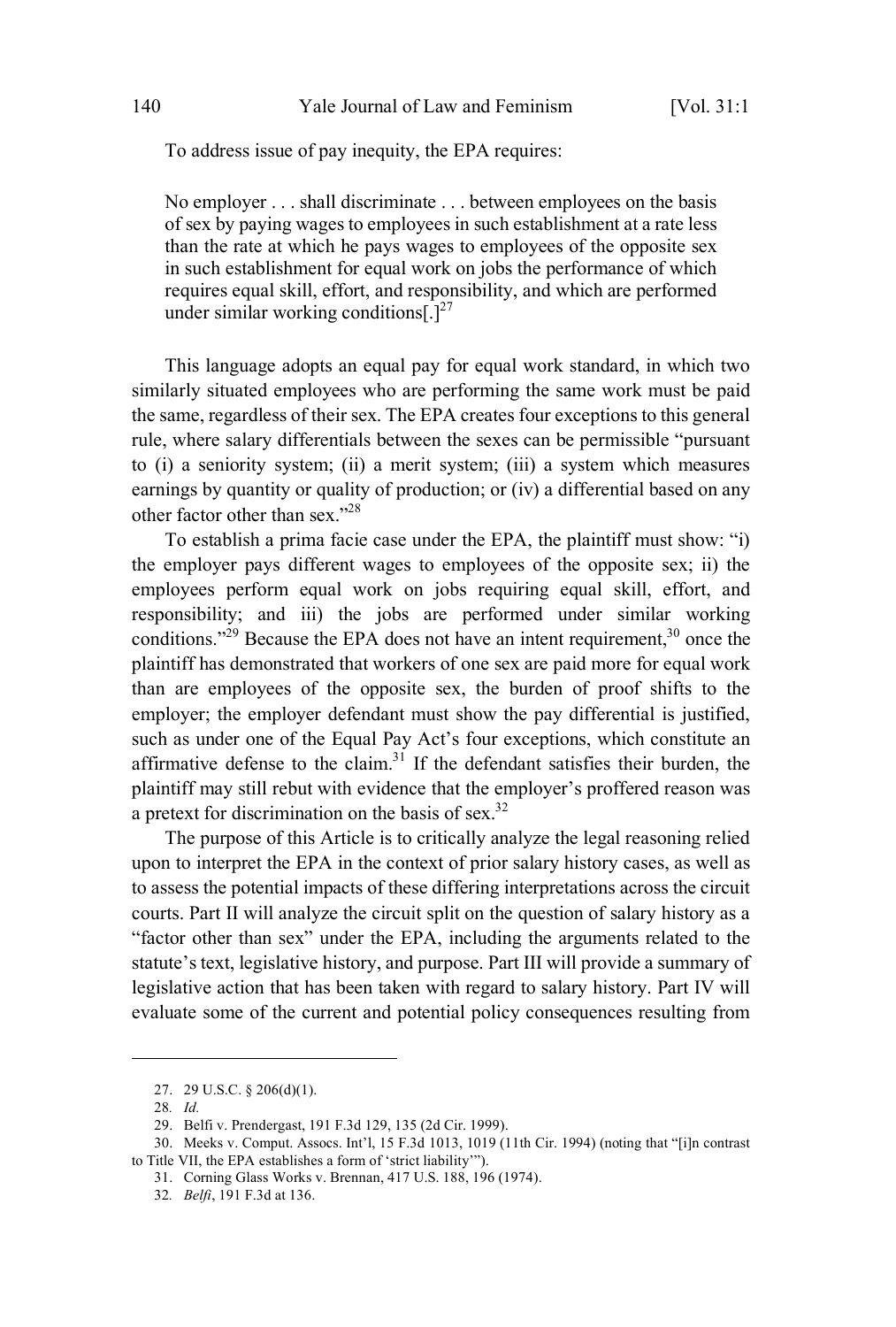To address issue of pay inequity, the EPA requires:

> No employer . . . shall discriminate . . . between employees on the basis of sex by paying wages to employees in such establishment at a rate less than the rate at which he pays wages to employees of the opposite sex in such establishment for equal work on jobs the performance of which requires equal skill, effort, and responsibility, and which are performed under similar working conditions[.][27]

This language adopts an equal pay for equal work standard, in which two similarly situated employees who are performing the same work must be paid the same, regardless of their sex. The EPA creates four exceptions to this general rule, where salary differentials between the sexes can be permissible "pursuant to (i) a seniority system; (ii) a merit system; (iii) a system which measures earnings by quantity or quality of production; or (iv) a differential based on any other factor other than sex."[28]

To establish a prima facie case under the EPA, the plaintiff must show: "i) the employer pays different wages to employees of the opposite sex; ii) the employees perform equal work on jobs requiring equal skill, effort, and responsibility; and iii) the jobs are performed under similar working conditions."[29] Because the EPA does not have an intent requirement,[30] once the plaintiff has demonstrated that workers of one sex are paid more for equal work than are employees of the opposite sex, the burden of proof shifts to the employer; the employer defendant must show the pay differential is justified, such as under one of the Equal Pay Act's four exceptions, which constitute an affirmative defense to the claim.[31] If the defendant satisfies their burden, the plaintiff may still rebut with evidence that the employer's proffered reason was a pretext for discrimination on the basis of sex.[32]

The purpose of this Article is to critically analyze the legal reasoning relied upon to interpret the EPA in the context of prior salary history cases, as well as to assess the potential impacts of these differing interpretations across the circuit courts. Part II will analyze the circuit split on the question of salary history as a "factor other than sex" under the EPA, including the arguments related to the statute's text, legislative history, and purpose. Part III will provide a summary of legislative action that has been taken with regard to salary history. Part IV will evaluate some of the current and potential policy consequences resulting from

---

27. 29 U.S.C. § 206(d)(1).

28. *Id.*

29. Belfi v. Prendergast, 191 F.3d 129, 135 (2d Cir. 1999).

30. Meeks v. Comput. Assocs. Int'l, 15 F.3d 1013, 1019 (11th Cir. 1994) (noting that "[i]n contrast to Title VII, the EPA establishes a form of 'strict liability'").

31. Corning Glass Works v. Brennan, 417 U.S. 188, 196 (1974).

32. *Belfi*, 191 F.3d at 136.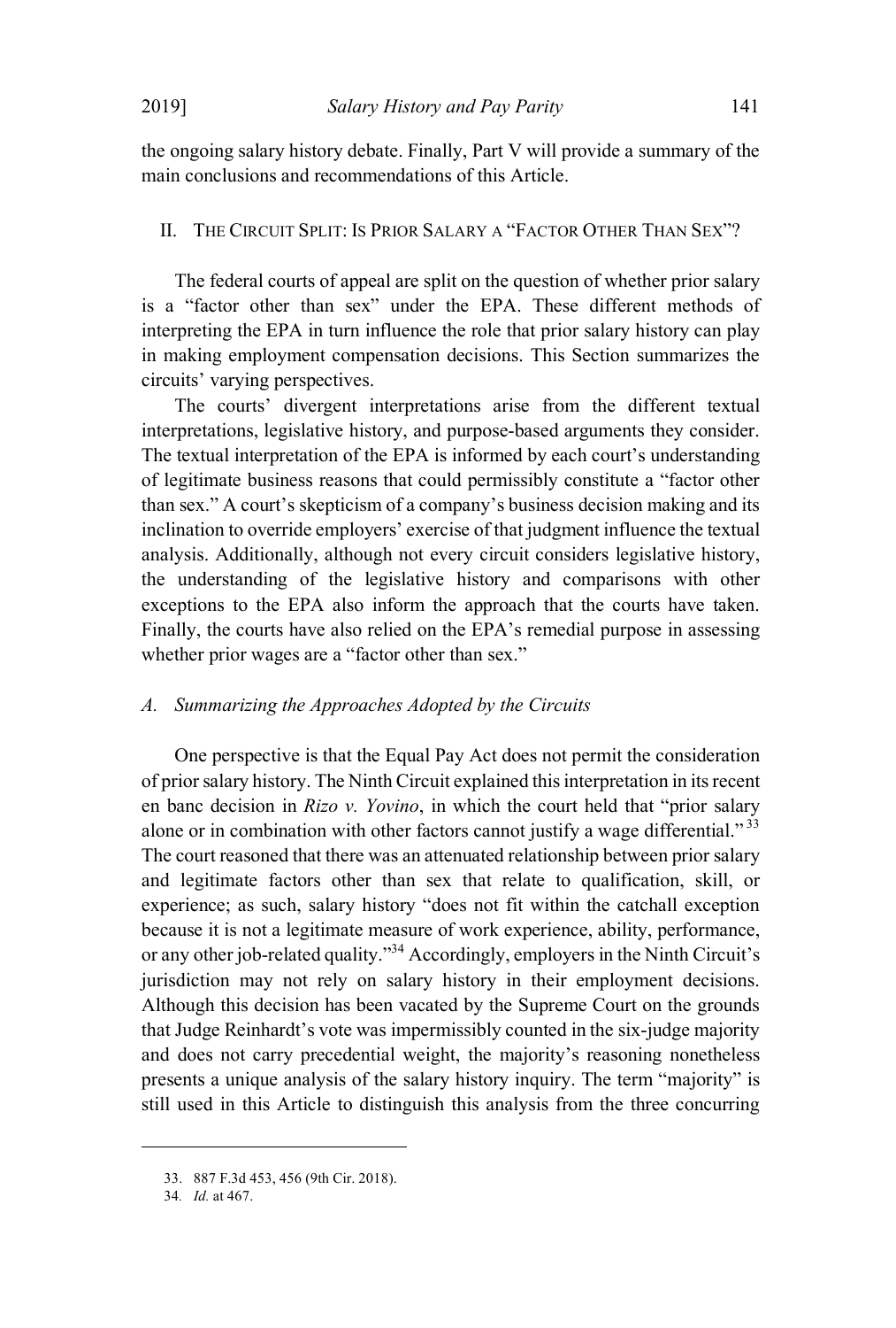the ongoing salary history debate. Finally, Part V will provide a summary of the main conclusions and recommendations of this Article.

## II. THE CIRCUIT SPLIT: IS PRIOR SALARY A "FACTOR OTHER THAN SEX"?

The federal courts of appeal are split on the question of whether prior salary is a "factor other than sex" under the EPA. These different methods of interpreting the EPA in turn influence the role that prior salary history can play in making employment compensation decisions. This Section summarizes the circuits' varying perspectives.

The courts' divergent interpretations arise from the different textual interpretations, legislative history, and purpose-based arguments they consider. The textual interpretation of the EPA is informed by each court's understanding of legitimate business reasons that could permissibly constitute a "factor other than sex." A court's skepticism of a company's business decision making and its inclination to override employers' exercise of that judgment influence the textual analysis. Additionally, although not every circuit considers legislative history, the understanding of the legislative history and comparisons with other exceptions to the EPA also inform the approach that the courts have taken. Finally, the courts have also relied on the EPA's remedial purpose in assessing whether prior wages are a "factor other than sex."

### *A. Summarizing the Approaches Adopted by the Circuits*

One perspective is that the Equal Pay Act does not permit the consideration of prior salary history. The Ninth Circuit explained this interpretation in its recent en banc decision in *Rizo v. Yovino*, in which the court held that "prior salary alone or in combination with other factors cannot justify a wage differential."[33] The court reasoned that there was an attenuated relationship between prior salary and legitimate factors other than sex that relate to qualification, skill, or experience; as such, salary history "does not fit within the catchall exception because it is not a legitimate measure of work experience, ability, performance, or any other job-related quality."[34] Accordingly, employers in the Ninth Circuit's jurisdiction may not rely on salary history in their employment decisions. Although this decision has been vacated by the Supreme Court on the grounds that Judge Reinhardt's vote was impermissibly counted in the six-judge majority and does not carry precedential weight, the majority's reasoning nonetheless presents a unique analysis of the salary history inquiry. The term "majority" is still used in this Article to distinguish this analysis from the three concurring

---

33. 887 F.3d 453, 456 (9th Cir. 2018).

34. *Id.* at 467.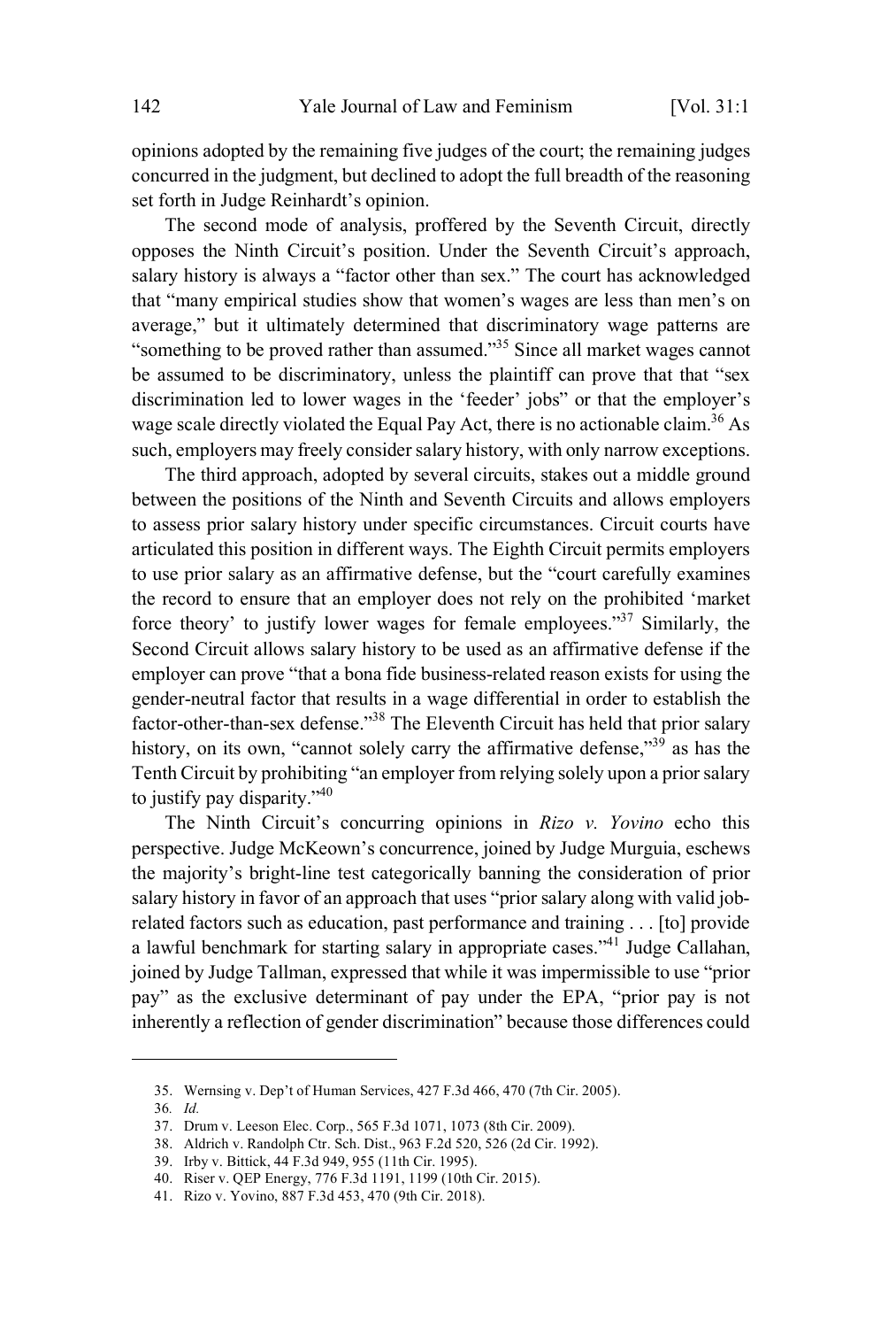opinions adopted by the remaining five judges of the court; the remaining judges concurred in the judgment, but declined to adopt the full breadth of the reasoning set forth in Judge Reinhardt's opinion.

The second mode of analysis, proffered by the Seventh Circuit, directly opposes the Ninth Circuit's position. Under the Seventh Circuit's approach, salary history is always a "factor other than sex." The court has acknowledged that "many empirical studies show that women's wages are less than men's on average," but it ultimately determined that discriminatory wage patterns are "something to be proved rather than assumed."[35] Since all market wages cannot be assumed to be discriminatory, unless the plaintiff can prove that that "sex discrimination led to lower wages in the 'feeder' jobs" or that the employer's wage scale directly violated the Equal Pay Act, there is no actionable claim.[36] As such, employers may freely consider salary history, with only narrow exceptions.

The third approach, adopted by several circuits, stakes out a middle ground between the positions of the Ninth and Seventh Circuits and allows employers to assess prior salary history under specific circumstances. Circuit courts have articulated this position in different ways. The Eighth Circuit permits employers to use prior salary as an affirmative defense, but the "court carefully examines the record to ensure that an employer does not rely on the prohibited 'market force theory' to justify lower wages for female employees."[37] Similarly, the Second Circuit allows salary history to be used as an affirmative defense if the employer can prove "that a bona fide business-related reason exists for using the gender-neutral factor that results in a wage differential in order to establish the factor-other-than-sex defense."[38] The Eleventh Circuit has held that prior salary history, on its own, "cannot solely carry the affirmative defense,"[39] as has the Tenth Circuit by prohibiting "an employer from relying solely upon a prior salary to justify pay disparity."[40]

The Ninth Circuit's concurring opinions in *Rizo v. Yovino* echo this perspective. Judge McKeown's concurrence, joined by Judge Murguia, eschews the majority's bright-line test categorically banning the consideration of prior salary history in favor of an approach that uses "prior salary along with valid job-related factors such as education, past performance and training . . . [to] provide a lawful benchmark for starting salary in appropriate cases."[41] Judge Callahan, joined by Judge Tallman, expressed that while it was impermissible to use "prior pay" as the exclusive determinant of pay under the EPA, "prior pay is not inherently a reflection of gender discrimination" because those differences could

---

35. Wernsing v. Dep't of Human Services, 427 F.3d 466, 470 (7th Cir. 2005).

36. *Id.*

37. Drum v. Leeson Elec. Corp., 565 F.3d 1071, 1073 (8th Cir. 2009).

38. Aldrich v. Randolph Ctr. Sch. Dist., 963 F.2d 520, 526 (2d Cir. 1992).

39. Irby v. Bittick, 44 F.3d 949, 955 (11th Cir. 1995).

40. Riser v. QEP Energy, 776 F.3d 1191, 1199 (10th Cir. 2015).

41. Rizo v. Yovino, 887 F.3d 453, 470 (9th Cir. 2018).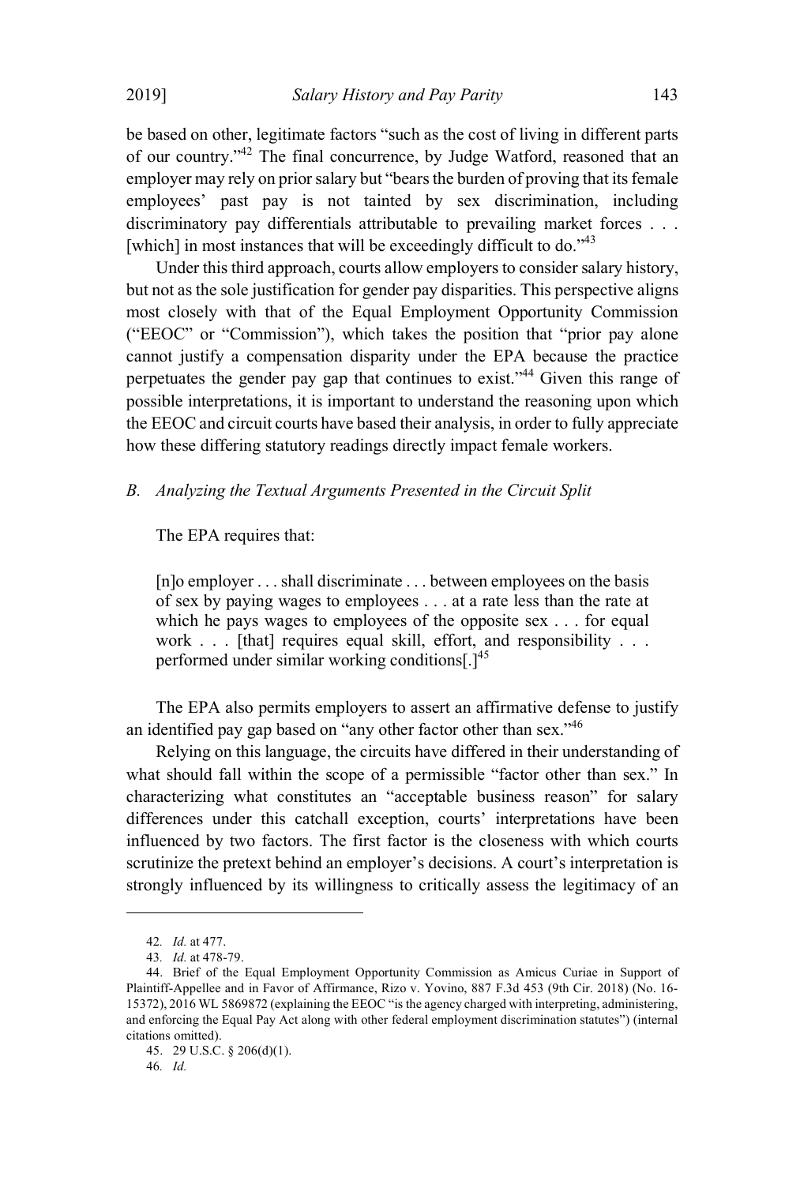be based on other, legitimate factors "such as the cost of living in different parts of our country."[42] The final concurrence, by Judge Watford, reasoned that an employer may rely on prior salary but "bears the burden of proving that its female employees' past pay is not tainted by sex discrimination, including discriminatory pay differentials attributable to prevailing market forces . . . [which] in most instances that will be exceedingly difficult to do."[43]

Under this third approach, courts allow employers to consider salary history, but not as the sole justification for gender pay disparities. This perspective aligns most closely with that of the Equal Employment Opportunity Commission ("EEOC" or "Commission"), which takes the position that "prior pay alone cannot justify a compensation disparity under the EPA because the practice perpetuates the gender pay gap that continues to exist."[44] Given this range of possible interpretations, it is important to understand the reasoning upon which the EEOC and circuit courts have based their analysis, in order to fully appreciate how these differing statutory readings directly impact female workers.

### *B. Analyzing the Textual Arguments Presented in the Circuit Split*

The EPA requires that:

> [n]o employer . . . shall discriminate . . . between employees on the basis of sex by paying wages to employees . . . at a rate less than the rate at which he pays wages to employees of the opposite sex . . . for equal work . . . [that] requires equal skill, effort, and responsibility . . . performed under similar working conditions[.][45]

The EPA also permits employers to assert an affirmative defense to justify an identified pay gap based on "any other factor other than sex."[46]

Relying on this language, the circuits have differed in their understanding of what should fall within the scope of a permissible "factor other than sex." In characterizing what constitutes an "acceptable business reason" for salary differences under this catchall exception, courts' interpretations have been influenced by two factors. The first factor is the closeness with which courts scrutinize the pretext behind an employer's decisions. A court's interpretation is strongly influenced by its willingness to critically assess the legitimacy of an

---

42. *Id.* at 477.

43. *Id.* at 478-79.

44. Brief of the Equal Employment Opportunity Commission as Amicus Curiae in Support of Plaintiff-Appellee and in Favor of Affirmance, Rizo v. Yovino, 887 F.3d 453 (9th Cir. 2018) (No. 16-15372), 2016 WL 5869872 (explaining the EEOC "is the agency charged with interpreting, administering, and enforcing the Equal Pay Act along with other federal employment discrimination statutes") (internal citations omitted).

45. 29 U.S.C. § 206(d)(1).

46. *Id.*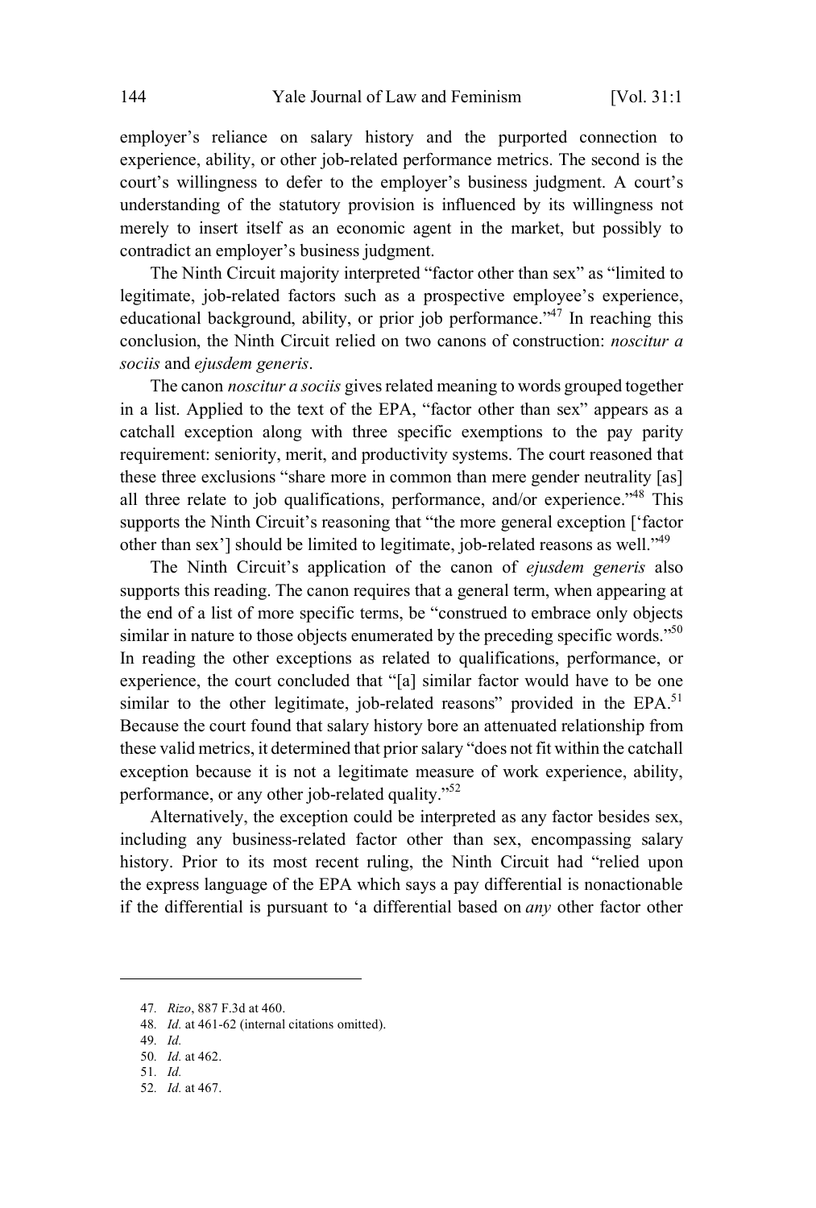employer's reliance on salary history and the purported connection to experience, ability, or other job-related performance metrics. The second is the court's willingness to defer to the employer's business judgment. A court's understanding of the statutory provision is influenced by its willingness not merely to insert itself as an economic agent in the market, but possibly to contradict an employer's business judgment.

The Ninth Circuit majority interpreted "factor other than sex" as "limited to legitimate, job-related factors such as a prospective employee's experience, educational background, ability, or prior job performance."[47] In reaching this conclusion, the Ninth Circuit relied on two canons of construction: *noscitur a sociis* and *ejusdem generis*.

The canon *noscitur a sociis* gives related meaning to words grouped together in a list. Applied to the text of the EPA, "factor other than sex" appears as a catchall exception along with three specific exemptions to the pay parity requirement: seniority, merit, and productivity systems. The court reasoned that these three exclusions "share more in common than mere gender neutrality [as] all three relate to job qualifications, performance, and/or experience."[48] This supports the Ninth Circuit's reasoning that "the more general exception ['factor other than sex'] should be limited to legitimate, job-related reasons as well."[49]

The Ninth Circuit's application of the canon of *ejusdem generis* also supports this reading. The canon requires that a general term, when appearing at the end of a list of more specific terms, be "construed to embrace only objects similar in nature to those objects enumerated by the preceding specific words."[50] In reading the other exceptions as related to qualifications, performance, or experience, the court concluded that "[a] similar factor would have to be one similar to the other legitimate, job-related reasons" provided in the EPA.[51] Because the court found that salary history bore an attenuated relationship from these valid metrics, it determined that prior salary "does not fit within the catchall exception because it is not a legitimate measure of work experience, ability, performance, or any other job-related quality."[52]

Alternatively, the exception could be interpreted as any factor besides sex, including any business-related factor other than sex, encompassing salary history. Prior to its most recent ruling, the Ninth Circuit had "relied upon the express language of the EPA which says a pay differential is nonactionable if the differential is pursuant to 'a differential based on *any* other factor other

---

47. *Rizo*, 887 F.3d at 460.

48. *Id.* at 461-62 (internal citations omitted).

49. *Id.*

50. *Id.* at 462.

51. *Id.*

52. *Id.* at 467.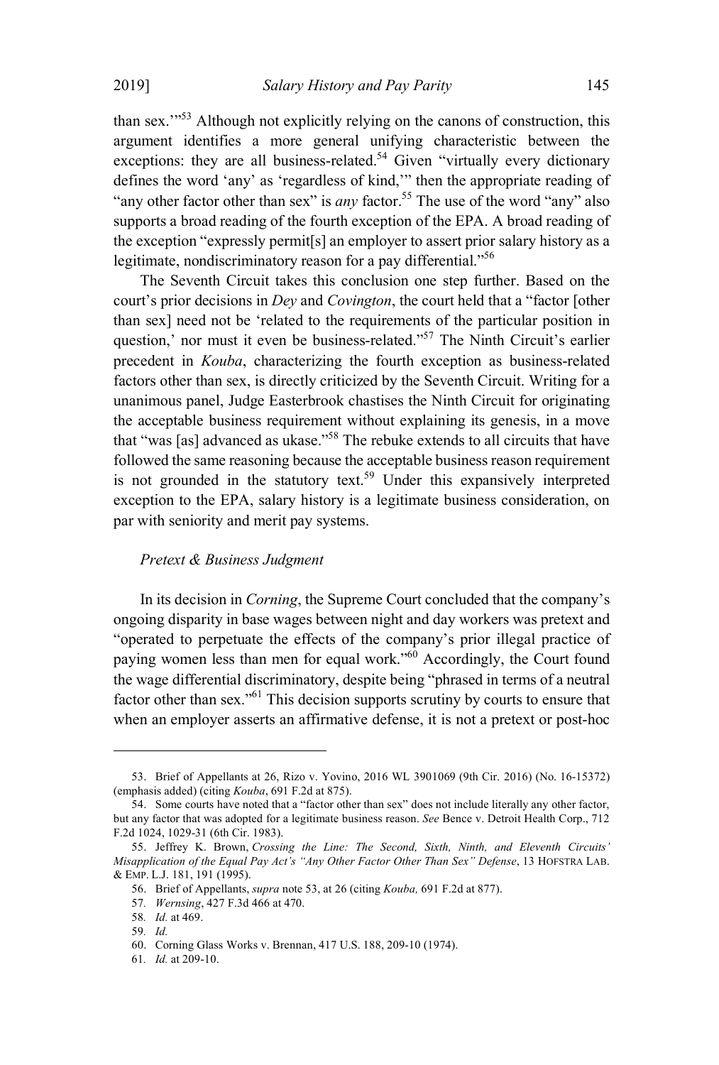than sex.'"[53] Although not explicitly relying on the canons of construction, this argument identifies a more general unifying characteristic between the exceptions: they are all business-related.[54] Given "virtually every dictionary defines the word 'any' as 'regardless of kind,'" then the appropriate reading of "any other factor other than sex" is *any* factor.[55] The use of the word "any" also supports a broad reading of the fourth exception of the EPA. A broad reading of the exception "expressly permit[s] an employer to assert prior salary history as a legitimate, nondiscriminatory reason for a pay differential."[56]

The Seventh Circuit takes this conclusion one step further. Based on the court's prior decisions in *Dey* and *Covington*, the court held that a "factor [other than sex] need not be 'related to the requirements of the particular position in question,' nor must it even be business-related."[57] The Ninth Circuit's earlier precedent in *Kouba*, characterizing the fourth exception as business-related factors other than sex, is directly criticized by the Seventh Circuit. Writing for a unanimous panel, Judge Easterbrook chastises the Ninth Circuit for originating the acceptable business requirement without explaining its genesis, in a move that "was [as] advanced as ukase."[58] The rebuke extends to all circuits that have followed the same reasoning because the acceptable business reason requirement is not grounded in the statutory text.[59] Under this expansively interpreted exception to the EPA, salary history is a legitimate business consideration, on par with seniority and merit pay systems.

### *Pretext & Business Judgment*

In its decision in *Corning*, the Supreme Court concluded that the company's ongoing disparity in base wages between night and day workers was pretext and "operated to perpetuate the effects of the company's prior illegal practice of paying women less than men for equal work."[60] Accordingly, the Court found the wage differential discriminatory, despite being "phrased in terms of a neutral factor other than sex."[61] This decision supports scrutiny by courts to ensure that when an employer asserts an affirmative defense, it is not a pretext or post-hoc

---

53. Brief of Appellants at 26, Rizo v. Yovino, 2016 WL 3901069 (9th Cir. 2016) (No. 16-15372) (emphasis added) (citing *Kouba*, 691 F.2d at 875).

54. Some courts have noted that a "factor other than sex" does not include literally any other factor, but any factor that was adopted for a legitimate business reason. *See* Bence v. Detroit Health Corp., 712 F.2d 1024, 1029-31 (6th Cir. 1983).

55. Jeffrey K. Brown, *Crossing the Line: The Second, Sixth, Ninth, and Eleventh Circuits' Misapplication of the Equal Pay Act's "Any Other Factor Other Than Sex" Defense*, 13 HOFSTRA LAB. & EMP. L.J. 181, 191 (1995).

56. Brief of Appellants, *supra* note 53, at 26 (citing *Kouba,* 691 F.2d at 877).

57. *Wernsing*, 427 F.3d 466 at 470.

58. *Id.* at 469.

59. *Id.*

60. Corning Glass Works v. Brennan, 417 U.S. 188, 209-10 (1974).

61. *Id.* at 209-10.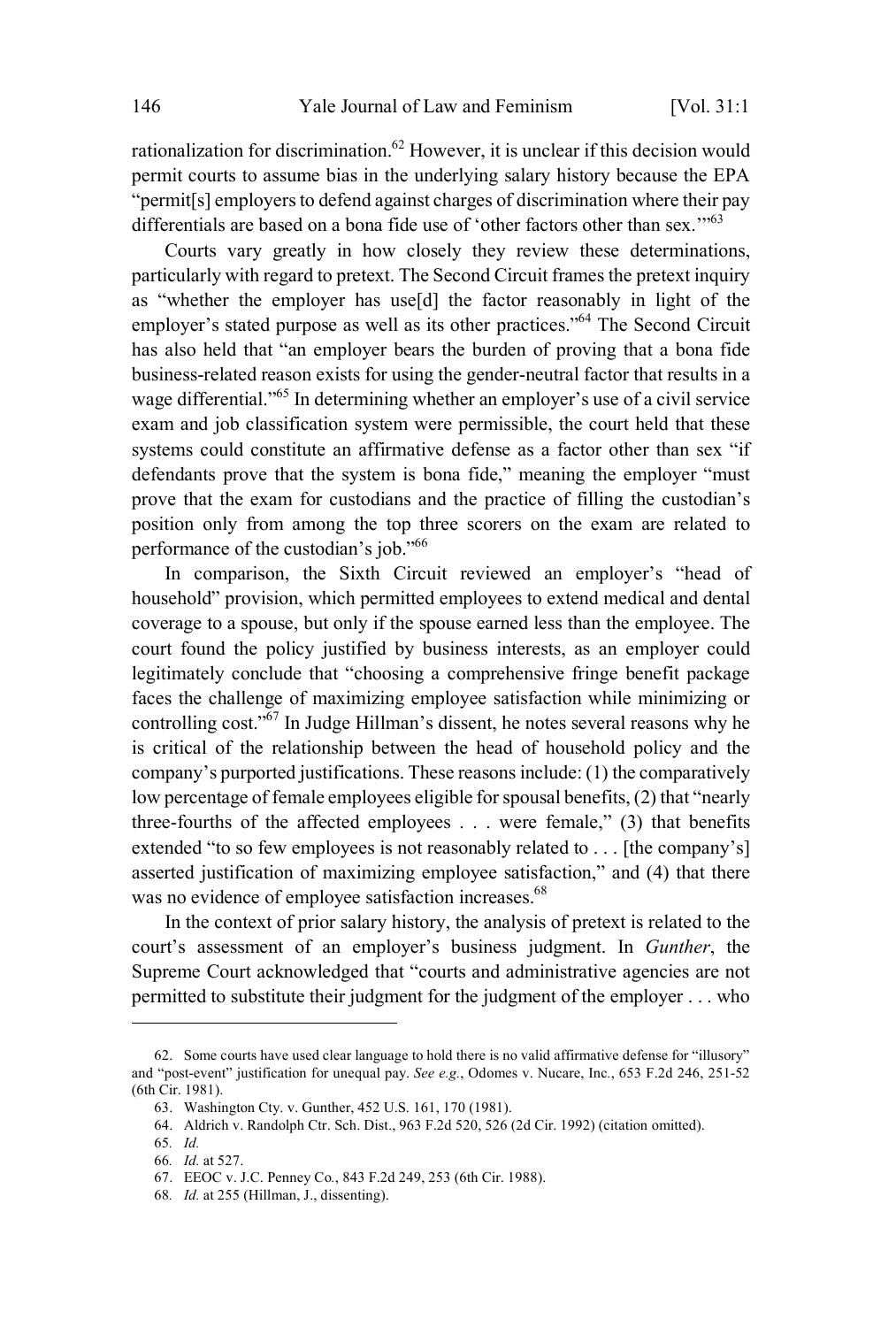rationalization for discrimination.[62] However, it is unclear if this decision would permit courts to assume bias in the underlying salary history because the EPA "permit[s] employers to defend against charges of discrimination where their pay differentials are based on a bona fide use of 'other factors other than sex.'"[63]

Courts vary greatly in how closely they review these determinations, particularly with regard to pretext. The Second Circuit frames the pretext inquiry as "whether the employer has use[d] the factor reasonably in light of the employer's stated purpose as well as its other practices."[64] The Second Circuit has also held that "an employer bears the burden of proving that a bona fide business-related reason exists for using the gender-neutral factor that results in a wage differential."[65] In determining whether an employer's use of a civil service exam and job classification system were permissible, the court held that these systems could constitute an affirmative defense as a factor other than sex "if defendants prove that the system is bona fide," meaning the employer "must prove that the exam for custodians and the practice of filling the custodian's position only from among the top three scorers on the exam are related to performance of the custodian's job."[66]

In comparison, the Sixth Circuit reviewed an employer's "head of household" provision, which permitted employees to extend medical and dental coverage to a spouse, but only if the spouse earned less than the employee. The court found the policy justified by business interests, as an employer could legitimately conclude that "choosing a comprehensive fringe benefit package faces the challenge of maximizing employee satisfaction while minimizing or controlling cost."[67] In Judge Hillman's dissent, he notes several reasons why he is critical of the relationship between the head of household policy and the company's purported justifications. These reasons include: (1) the comparatively low percentage of female employees eligible for spousal benefits, (2) that "nearly three-fourths of the affected employees . . . were female," (3) that benefits extended "to so few employees is not reasonably related to . . . [the company's] asserted justification of maximizing employee satisfaction," and (4) that there was no evidence of employee satisfaction increases.[68]

In the context of prior salary history, the analysis of pretext is related to the court's assessment of an employer's business judgment. In *Gunther*, the Supreme Court acknowledged that "courts and administrative agencies are not permitted to substitute their judgment for the judgment of the employer . . . who

---

62. Some courts have used clear language to hold there is no valid affirmative defense for "illusory" and "post-event" justification for unequal pay. *See e.g.*, Odomes v. Nucare, Inc., 653 F.2d 246, 251-52 (6th Cir. 1981).

63. Washington Cty. v. Gunther, 452 U.S. 161, 170 (1981).

64. Aldrich v. Randolph Ctr. Sch. Dist., 963 F.2d 520, 526 (2d Cir. 1992) (citation omitted).

65. *Id.*

66. *Id.* at 527.

67. EEOC v. J.C. Penney Co., 843 F.2d 249, 253 (6th Cir. 1988).

68. *Id.* at 255 (Hillman, J., dissenting).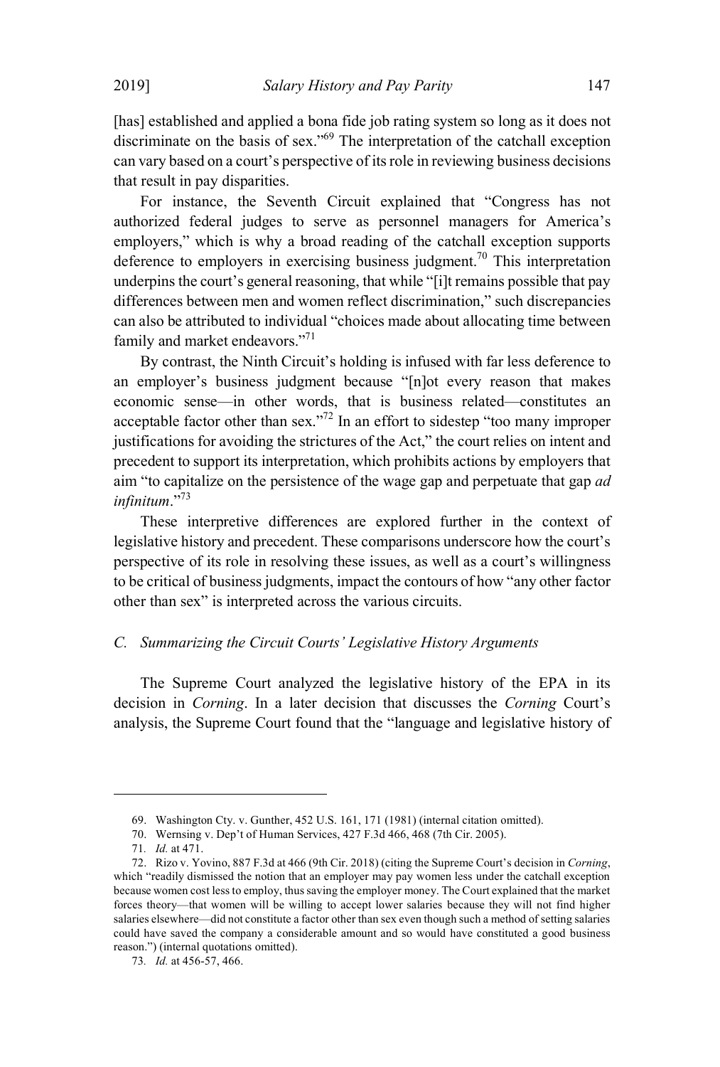[has] established and applied a bona fide job rating system so long as it does not discriminate on the basis of sex."[69] The interpretation of the catchall exception can vary based on a court's perspective of its role in reviewing business decisions that result in pay disparities.

For instance, the Seventh Circuit explained that "Congress has not authorized federal judges to serve as personnel managers for America's employers," which is why a broad reading of the catchall exception supports deference to employers in exercising business judgment.[70] This interpretation underpins the court's general reasoning, that while "[i]t remains possible that pay differences between men and women reflect discrimination," such discrepancies can also be attributed to individual "choices made about allocating time between family and market endeavors."[71]

By contrast, the Ninth Circuit's holding is infused with far less deference to an employer's business judgment because "[n]ot every reason that makes economic sense—in other words, that is business related—constitutes an acceptable factor other than sex."[72] In an effort to sidestep "too many improper justifications for avoiding the strictures of the Act," the court relies on intent and precedent to support its interpretation, which prohibits actions by employers that aim "to capitalize on the persistence of the wage gap and perpetuate that gap *ad infinitum*."[73]

These interpretive differences are explored further in the context of legislative history and precedent. These comparisons underscore how the court's perspective of its role in resolving these issues, as well as a court's willingness to be critical of business judgments, impact the contours of how "any other factor other than sex" is interpreted across the various circuits.

### *C. Summarizing the Circuit Courts' Legislative History Arguments*

The Supreme Court analyzed the legislative history of the EPA in its decision in *Corning*. In a later decision that discusses the *Corning* Court's analysis, the Supreme Court found that the "language and legislative history of

---

69. Washington Cty. v. Gunther, 452 U.S. 161, 171 (1981) (internal citation omitted).

70. Wernsing v. Dep't of Human Services, 427 F.3d 466, 468 (7th Cir. 2005).

71. *Id.* at 471.

72. Rizo v. Yovino, 887 F.3d at 466 (9th Cir. 2018) (citing the Supreme Court's decision in *Corning*, which "readily dismissed the notion that an employer may pay women less under the catchall exception because women cost less to employ, thus saving the employer money. The Court explained that the market forces theory—that women will be willing to accept lower salaries because they will not find higher salaries elsewhere—did not constitute a factor other than sex even though such a method of setting salaries could have saved the company a considerable amount and so would have constituted a good business reason.") (internal quotations omitted).

73. *Id.* at 456-57, 466.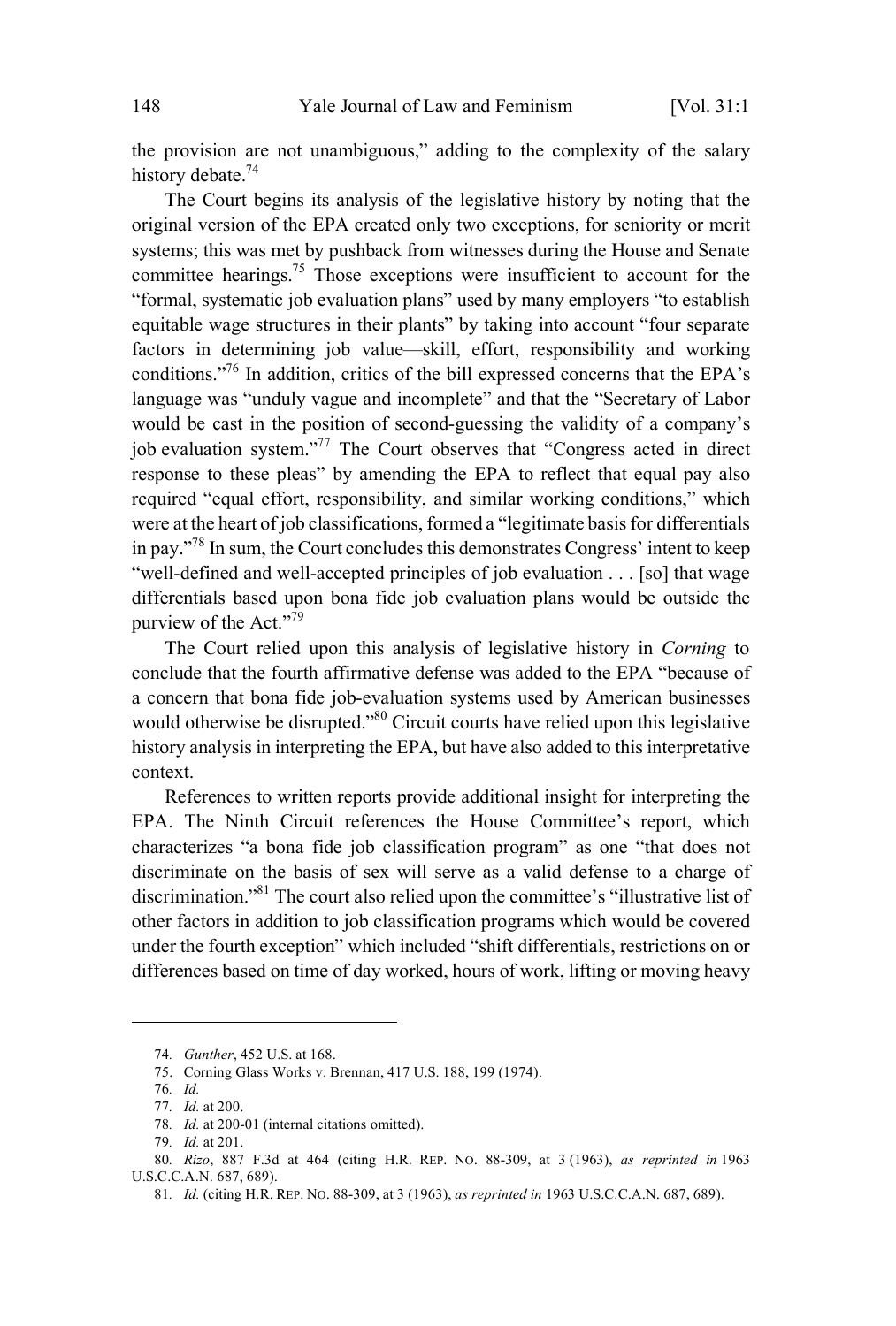the provision are not unambiguous," adding to the complexity of the salary history debate.[74]

The Court begins its analysis of the legislative history by noting that the original version of the EPA created only two exceptions, for seniority or merit systems; this was met by pushback from witnesses during the House and Senate committee hearings.[75] Those exceptions were insufficient to account for the "formal, systematic job evaluation plans" used by many employers "to establish equitable wage structures in their plants" by taking into account "four separate factors in determining job value—skill, effort, responsibility and working conditions."[76] In addition, critics of the bill expressed concerns that the EPA's language was "unduly vague and incomplete" and that the "Secretary of Labor would be cast in the position of second-guessing the validity of a company's job evaluation system."[77] The Court observes that "Congress acted in direct response to these pleas" by amending the EPA to reflect that equal pay also required "equal effort, responsibility, and similar working conditions," which were at the heart of job classifications, formed a "legitimate basis for differentials in pay."[78] In sum, the Court concludes this demonstrates Congress' intent to keep "well-defined and well-accepted principles of job evaluation . . . [so] that wage differentials based upon bona fide job evaluation plans would be outside the purview of the Act."[79]

The Court relied upon this analysis of legislative history in *Corning* to conclude that the fourth affirmative defense was added to the EPA "because of a concern that bona fide job-evaluation systems used by American businesses would otherwise be disrupted."[80] Circuit courts have relied upon this legislative history analysis in interpreting the EPA, but have also added to this interpretative context.

References to written reports provide additional insight for interpreting the EPA. The Ninth Circuit references the House Committee's report, which characterizes "a bona fide job classification program" as one "that does not discriminate on the basis of sex will serve as a valid defense to a charge of discrimination."[81] The court also relied upon the committee's "illustrative list of other factors in addition to job classification programs which would be covered under the fourth exception" which included "shift differentials, restrictions on or differences based on time of day worked, hours of work, lifting or moving heavy

---

74. *Gunther*, 452 U.S. at 168.

75. Corning Glass Works v. Brennan, 417 U.S. 188, 199 (1974).

76. *Id.*

77. *Id.* at 200.

78. *Id.* at 200-01 (internal citations omitted).

79. *Id.* at 201.

80. *Rizo*, 887 F.3d at 464 (citing H.R. REP. NO. 88-309, at 3 (1963), *as reprinted in* 1963 U.S.C.C.A.N. 687, 689).

81. *Id.* (citing H.R. REP. NO. 88-309, at 3 (1963), *as reprinted in* 1963 U.S.C.C.A.N. 687, 689).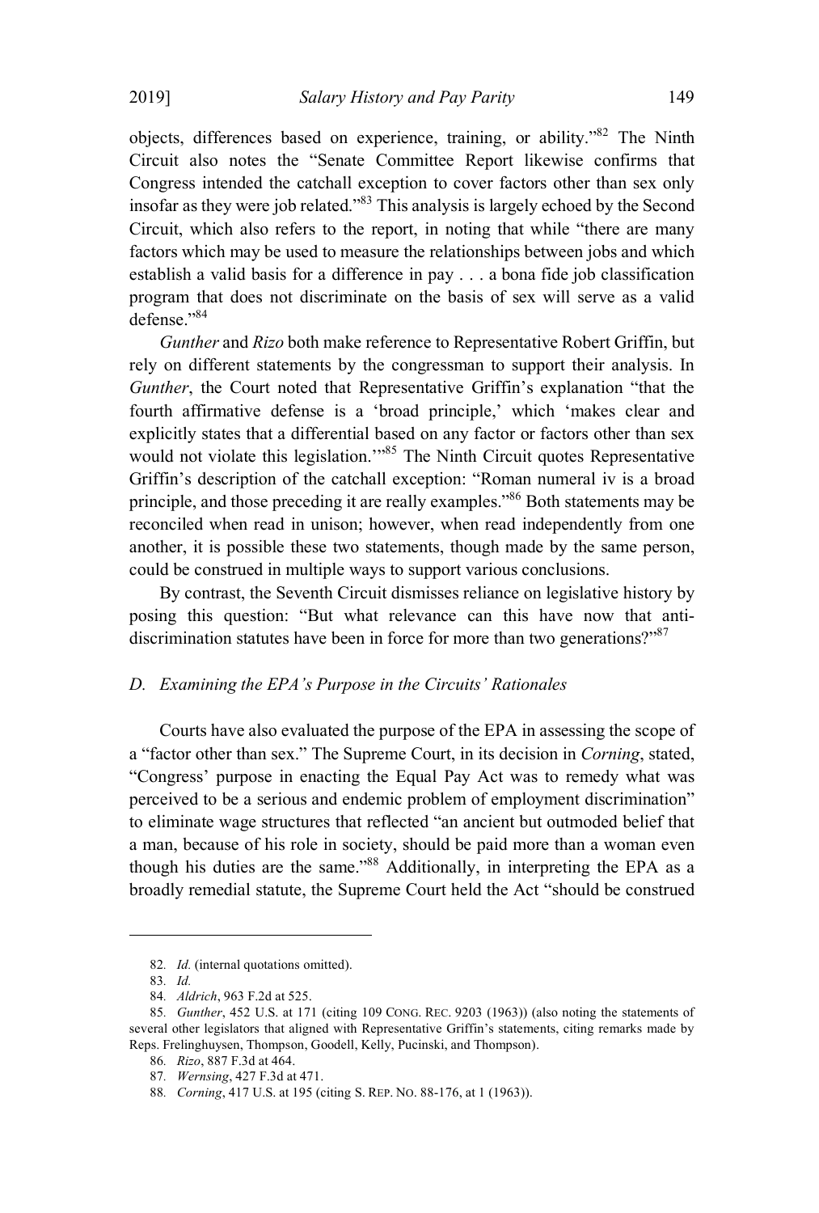objects, differences based on experience, training, or ability."[82] The Ninth Circuit also notes the "Senate Committee Report likewise confirms that Congress intended the catchall exception to cover factors other than sex only insofar as they were job related."[83] This analysis is largely echoed by the Second Circuit, which also refers to the report, in noting that while "there are many factors which may be used to measure the relationships between jobs and which establish a valid basis for a difference in pay . . . a bona fide job classification program that does not discriminate on the basis of sex will serve as a valid defense."[84]

*Gunther* and *Rizo* both make reference to Representative Robert Griffin, but rely on different statements by the congressman to support their analysis. In *Gunther*, the Court noted that Representative Griffin's explanation "that the fourth affirmative defense is a 'broad principle,' which 'makes clear and explicitly states that a differential based on any factor or factors other than sex would not violate this legislation.'"[85] The Ninth Circuit quotes Representative Griffin's description of the catchall exception: "Roman numeral iv is a broad principle, and those preceding it are really examples."[86] Both statements may be reconciled when read in unison; however, when read independently from one another, it is possible these two statements, though made by the same person, could be construed in multiple ways to support various conclusions.

By contrast, the Seventh Circuit dismisses reliance on legislative history by posing this question: "But what relevance can this have now that anti-discrimination statutes have been in force for more than two generations?"[87]

### D. Examining the EPA's Purpose in the Circuits' Rationales

Courts have also evaluated the purpose of the EPA in assessing the scope of a "factor other than sex." The Supreme Court, in its decision in *Corning*, stated, "Congress' purpose in enacting the Equal Pay Act was to remedy what was perceived to be a serious and endemic problem of employment discrimination" to eliminate wage structures that reflected "an ancient but outmoded belief that a man, because of his role in society, should be paid more than a woman even though his duties are the same."[88] Additionally, in interpreting the EPA as a broadly remedial statute, the Supreme Court held the Act "should be construed

---

82. *Id.* (internal quotations omitted).

83. *Id.*

84. *Aldrich*, 963 F.2d at 525.

85. *Gunther*, 452 U.S. at 171 (citing 109 CONG. REC. 9203 (1963)) (also noting the statements of several other legislators that aligned with Representative Griffin's statements, citing remarks made by Reps. Frelinghuysen, Thompson, Goodell, Kelly, Pucinski, and Thompson).

86. *Rizo*, 887 F.3d at 464.

87. *Wernsing*, 427 F.3d at 471.

88. *Corning*, 417 U.S. at 195 (citing S. REP. NO. 88-176, at 1 (1963)).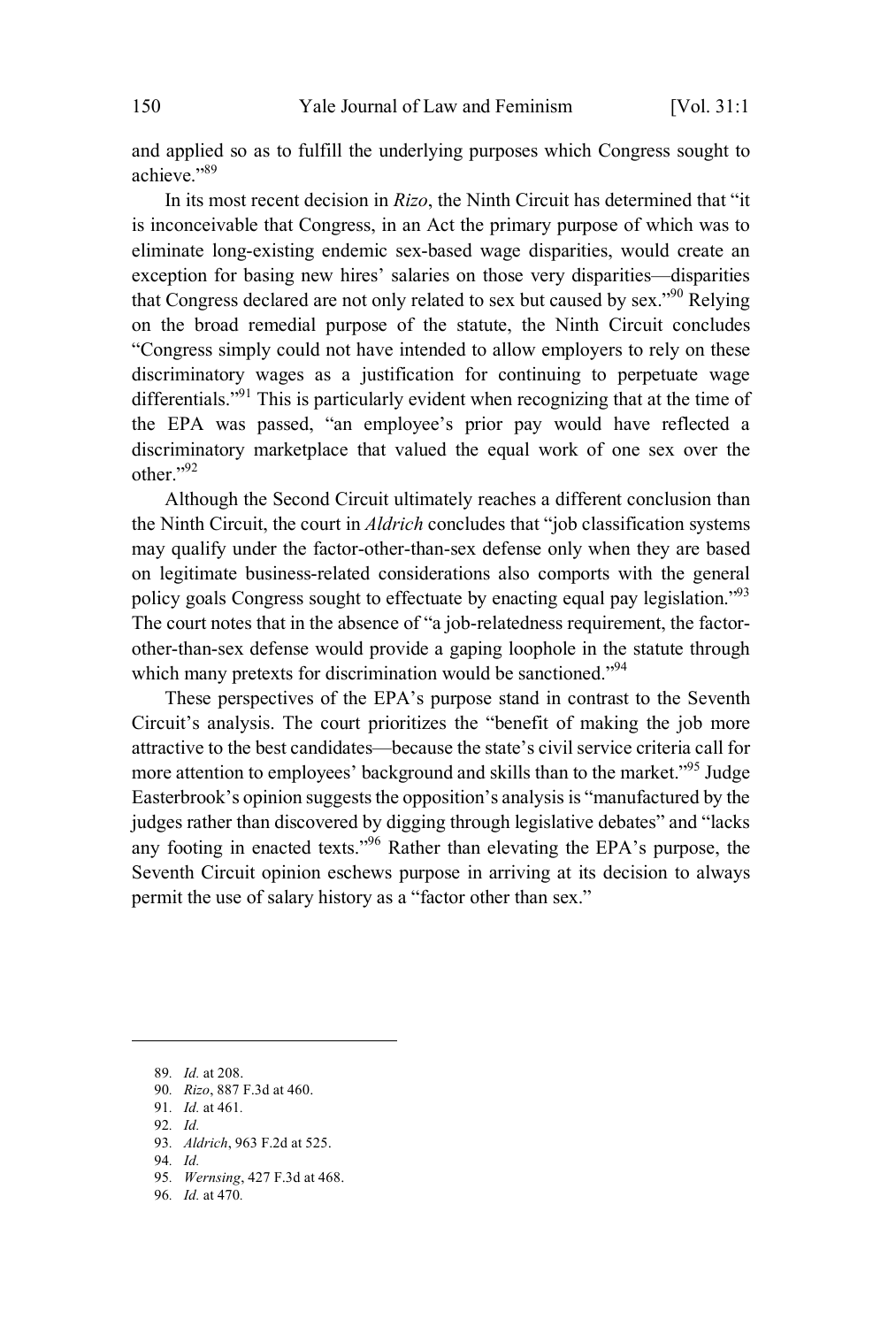and applied so as to fulfill the underlying purposes which Congress sought to achieve."[89]

In its most recent decision in *Rizo*, the Ninth Circuit has determined that "it is inconceivable that Congress, in an Act the primary purpose of which was to eliminate long-existing endemic sex-based wage disparities, would create an exception for basing new hires' salaries on those very disparities—disparities that Congress declared are not only related to sex but caused by sex."[90] Relying on the broad remedial purpose of the statute, the Ninth Circuit concludes "Congress simply could not have intended to allow employers to rely on these discriminatory wages as a justification for continuing to perpetuate wage differentials."[91] This is particularly evident when recognizing that at the time of the EPA was passed, "an employee's prior pay would have reflected a discriminatory marketplace that valued the equal work of one sex over the other."[92]

Although the Second Circuit ultimately reaches a different conclusion than the Ninth Circuit, the court in *Aldrich* concludes that "job classification systems may qualify under the factor-other-than-sex defense only when they are based on legitimate business-related considerations also comports with the general policy goals Congress sought to effectuate by enacting equal pay legislation."[93] The court notes that in the absence of "a job-relatedness requirement, the factor-other-than-sex defense would provide a gaping loophole in the statute through which many pretexts for discrimination would be sanctioned."[94]

These perspectives of the EPA's purpose stand in contrast to the Seventh Circuit's analysis. The court prioritizes the "benefit of making the job more attractive to the best candidates—because the state's civil service criteria call for more attention to employees' background and skills than to the market."[95] Judge Easterbrook's opinion suggests the opposition's analysis is "manufactured by the judges rather than discovered by digging through legislative debates" and "lacks any footing in enacted texts."[96] Rather than elevating the EPA's purpose, the Seventh Circuit opinion eschews purpose in arriving at its decision to always permit the use of salary history as a "factor other than sex."

---

89. *Id.* at 208.
90. *Rizo*, 887 F.3d at 460.
91. *Id.* at 461.
92. *Id.*
93. *Aldrich*, 963 F.2d at 525.
94. *Id.*
95. *Wernsing*, 427 F.3d at 468.
96. *Id.* at 470.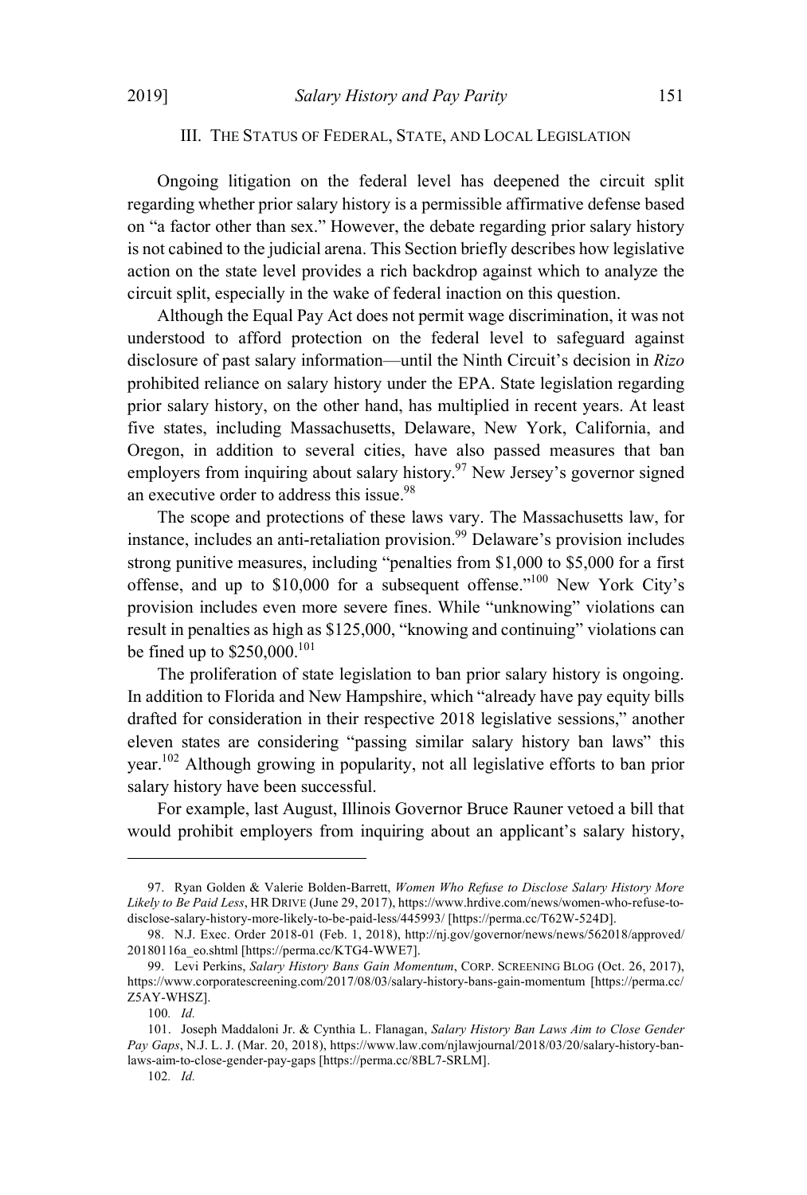### III. The Status of Federal, State, and Local Legislation

Ongoing litigation on the federal level has deepened the circuit split regarding whether prior salary history is a permissible affirmative defense based on "a factor other than sex." However, the debate regarding prior salary history is not cabined to the judicial arena. This Section briefly describes how legislative action on the state level provides a rich backdrop against which to analyze the circuit split, especially in the wake of federal inaction on this question.

Although the Equal Pay Act does not permit wage discrimination, it was not understood to afford protection on the federal level to safeguard against disclosure of past salary information—until the Ninth Circuit's decision in *Rizo* prohibited reliance on salary history under the EPA. State legislation regarding prior salary history, on the other hand, has multiplied in recent years. At least five states, including Massachusetts, Delaware, New York, California, and Oregon, in addition to several cities, have also passed measures that ban employers from inquiring about salary history.[97] New Jersey's governor signed an executive order to address this issue.[98]

The scope and protections of these laws vary. The Massachusetts law, for instance, includes an anti-retaliation provision.[99] Delaware's provision includes strong punitive measures, including "penalties from $1,000 to $5,000 for a first offense, and up to $10,000 for a subsequent offense."[100] New York City's provision includes even more severe fines. While "unknowing" violations can result in penalties as high as $125,000, "knowing and continuing" violations can be fined up to $250,000.[101]

The proliferation of state legislation to ban prior salary history is ongoing. In addition to Florida and New Hampshire, which "already have pay equity bills drafted for consideration in their respective 2018 legislative sessions," another eleven states are considering "passing similar salary history ban laws" this year.[102] Although growing in popularity, not all legislative efforts to ban prior salary history have been successful.

For example, last August, Illinois Governor Bruce Rauner vetoed a bill that would prohibit employers from inquiring about an applicant's salary history,

---

97. Ryan Golden & Valerie Bolden-Barrett, *Women Who Refuse to Disclose Salary History More Likely to Be Paid Less*, HR DRIVE (June 29, 2017), https://www.hrdive.com/news/women-who-refuse-to-disclose-salary-history-more-likely-to-be-paid-less/445993/ [https://perma.cc/T62W-524D].

98. N.J. Exec. Order 2018-01 (Feb. 1, 2018), http://nj.gov/governor/news/news/562018/approved/20180116a_eo.shtml [https://perma.cc/KTG4-WWE7].

99. Levi Perkins, *Salary History Bans Gain Momentum*, CORP. SCREENING BLOG (Oct. 26, 2017), https://www.corporatescreening.com/2017/08/03/salary-history-bans-gain-momentum [https://perma.cc/Z5AY-WHSZ].

100. *Id.*

101. Joseph Maddaloni Jr. & Cynthia L. Flanagan, *Salary History Ban Laws Aim to Close Gender Pay Gaps*, N.J. L. J. (Mar. 20, 2018), https://www.law.com/njlawjournal/2018/03/20/salary-history-ban-laws-aim-to-close-gender-pay-gaps [https://perma.cc/8BL7-SRLM].

102. *Id.*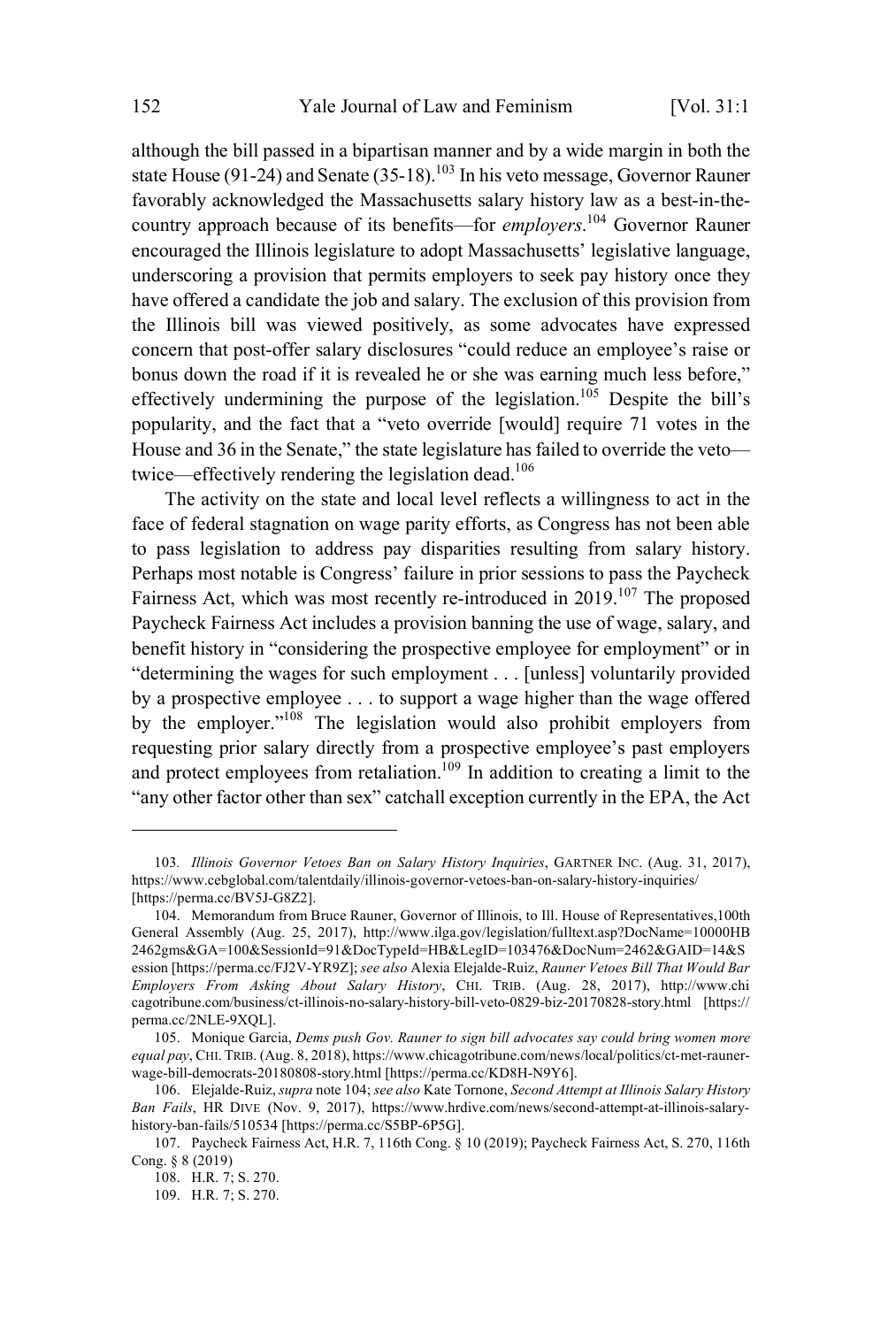although the bill passed in a bipartisan manner and by a wide margin in both the state House (91-24) and Senate (35-18).[103] In his veto message, Governor Rauner favorably acknowledged the Massachusetts salary history law as a best-in-the-country approach because of its benefits—for *employers*.[104] Governor Rauner encouraged the Illinois legislature to adopt Massachusetts' legislative language, underscoring a provision that permits employers to seek pay history once they have offered a candidate the job and salary. The exclusion of this provision from the Illinois bill was viewed positively, as some advocates have expressed concern that post-offer salary disclosures "could reduce an employee's raise or bonus down the road if it is revealed he or she was earning much less before," effectively undermining the purpose of the legislation.[105] Despite the bill's popularity, and the fact that a "veto override [would] require 71 votes in the House and 36 in the Senate," the state legislature has failed to override the veto—twice—effectively rendering the legislation dead.[106]

The activity on the state and local level reflects a willingness to act in the face of federal stagnation on wage parity efforts, as Congress has not been able to pass legislation to address pay disparities resulting from salary history. Perhaps most notable is Congress' failure in prior sessions to pass the Paycheck Fairness Act, which was most recently re-introduced in 2019.[107] The proposed Paycheck Fairness Act includes a provision banning the use of wage, salary, and benefit history in "considering the prospective employee for employment" or in "determining the wages for such employment . . . [unless] voluntarily provided by a prospective employee . . . to support a wage higher than the wage offered by the employer."[108] The legislation would also prohibit employers from requesting prior salary directly from a prospective employee's past employers and protect employees from retaliation.[109] In addition to creating a limit to the "any other factor other than sex" catchall exception currently in the EPA, the Act

---

103. *Illinois Governor Vetoes Ban on Salary History Inquiries*, GARTNER INC. (Aug. 31, 2017), https://www.cebglobal.com/talentdaily/illinois-governor-vetoes-ban-on-salary-history-inquiries/ [https://perma.cc/BV5J-G8Z2].

104. Memorandum from Bruce Rauner, Governor of Illinois, to Ill. House of Representatives,100th General Assembly (Aug. 25, 2017), http://www.ilga.gov/legislation/fulltext.asp?DocName=10000HB2462gms&GA=100&SessionId=91&DocTypeId=HB&LegID=103476&DocNum=2462&GAID=14&Session [https://perma.cc/FJ2V-YR9Z]; *see also* Alexia Elejalde-Ruiz, *Rauner Vetoes Bill That Would Bar Employers From Asking About Salary History*, CHI. TRIB. (Aug. 28, 2017), http://www.chicagotribune.com/business/ct-illinois-no-salary-history-bill-veto-0829-biz-20170828-story.html [https://perma.cc/2NLE-9XQL].

105. Monique Garcia, *Dems push Gov. Rauner to sign bill advocates say could bring women more equal pay*, CHI. TRIB. (Aug. 8, 2018), https://www.chicagotribune.com/news/local/politics/ct-met-rauner-wage-bill-democrats-20180808-story.html [https://perma.cc/KD8H-N9Y6].

106. Elejalde-Ruiz, *supra* note 104; *see also* Kate Tornone, *Second Attempt at Illinois Salary History Ban Fails*, HR DIVE (Nov. 9, 2017), https://www.hrdive.com/news/second-attempt-at-illinois-salary-history-ban-fails/510534 [https://perma.cc/S5BP-6P5G].

107. Paycheck Fairness Act, H.R. 7, 116th Cong. § 10 (2019); Paycheck Fairness Act, S. 270, 116th Cong. § 8 (2019)

108. H.R. 7; S. 270.

109. H.R. 7; S. 270.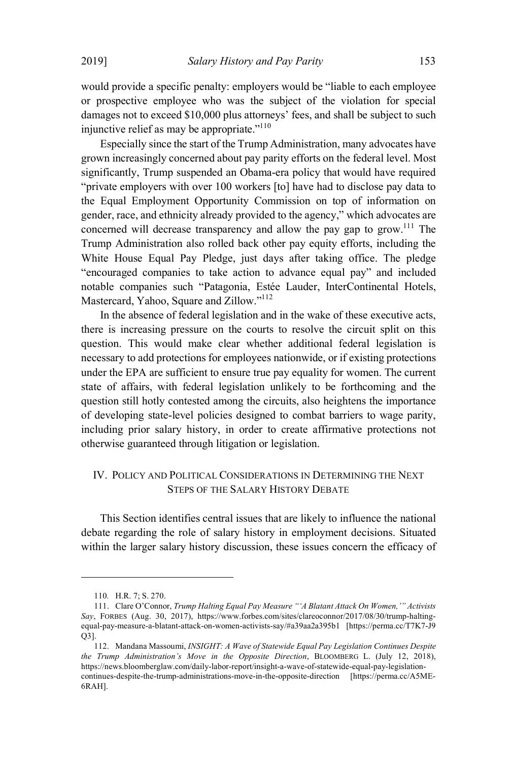would provide a specific penalty: employers would be "liable to each employee or prospective employee who was the subject of the violation for special damages not to exceed $10,000 plus attorneys' fees, and shall be subject to such injunctive relief as may be appropriate."[110]

Especially since the start of the Trump Administration, many advocates have grown increasingly concerned about pay parity efforts on the federal level. Most significantly, Trump suspended an Obama-era policy that would have required "private employers with over 100 workers [to] have had to disclose pay data to the Equal Employment Opportunity Commission on top of information on gender, race, and ethnicity already provided to the agency," which advocates are concerned will decrease transparency and allow the pay gap to grow.[111] The Trump Administration also rolled back other pay equity efforts, including the White House Equal Pay Pledge, just days after taking office. The pledge "encouraged companies to take action to advance equal pay" and included notable companies such "Patagonia, Estée Lauder, InterContinental Hotels, Mastercard, Yahoo, Square and Zillow."[112]

In the absence of federal legislation and in the wake of these executive acts, there is increasing pressure on the courts to resolve the circuit split on this question. This would make clear whether additional federal legislation is necessary to add protections for employees nationwide, or if existing protections under the EPA are sufficient to ensure true pay equality for women. The current state of affairs, with federal legislation unlikely to be forthcoming and the question still hotly contested among the circuits, also heightens the importance of developing state-level policies designed to combat barriers to wage parity, including prior salary history, in order to create affirmative protections not otherwise guaranteed through litigation or legislation.

## IV. Policy and Political Considerations in Determining the Next Steps of the Salary History Debate

This Section identifies central issues that are likely to influence the national debate regarding the role of salary history in employment decisions. Situated within the larger salary history discussion, these issues concern the efficacy of

---

110. H.R. 7; S. 270.

111. Clare O'Connor, *Trump Halting Equal Pay Measure "'A Blatant Attack On Women,'" Activists Say*, FORBES (Aug. 30, 2017), https://www.forbes.com/sites/clareoconnor/2017/08/30/trump-halting-equal-pay-measure-a-blatant-attack-on-women-activists-say/#a39aa2a395b1 [https://perma.cc/T7K7-J9Q3].

112. Mandana Massoumi, *INSIGHT: A Wave of Statewide Equal Pay Legislation Continues Despite the Trump Administration's Move in the Opposite Direction*, BLOOMBERG L. (July 12, 2018), https://news.bloomberglaw.com/daily-labor-report/insight-a-wave-of-statewide-equal-pay-legislation-continues-despite-the-trump-administrations-move-in-the-opposite-direction [https://perma.cc/A5ME-6RAH].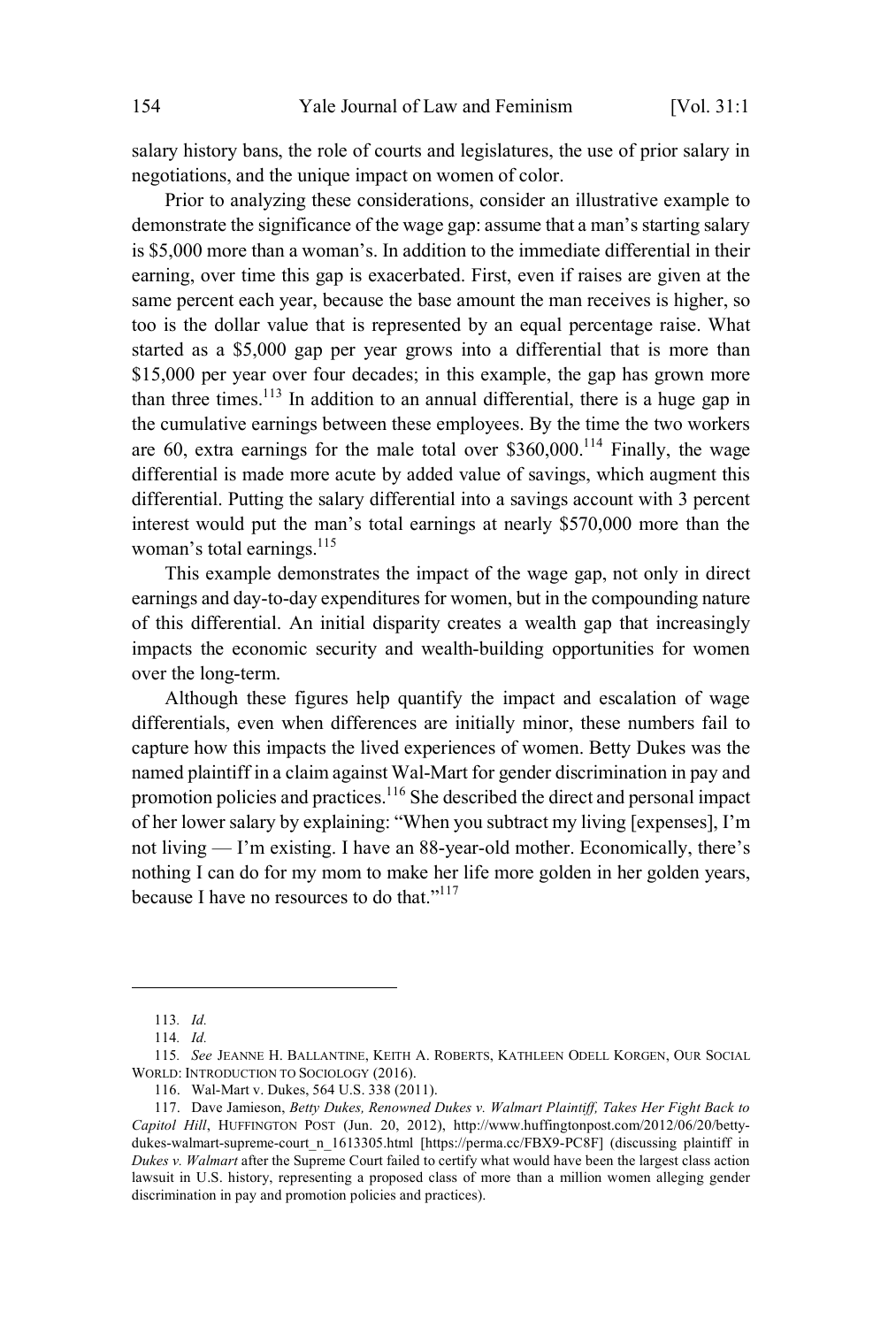salary history bans, the role of courts and legislatures, the use of prior salary in negotiations, and the unique impact on women of color.

Prior to analyzing these considerations, consider an illustrative example to demonstrate the significance of the wage gap: assume that a man's starting salary is $5,000 more than a woman's. In addition to the immediate differential in their earning, over time this gap is exacerbated. First, even if raises are given at the same percent each year, because the base amount the man receives is higher, so too is the dollar value that is represented by an equal percentage raise. What started as a $5,000 gap per year grows into a differential that is more than $15,000 per year over four decades; in this example, the gap has grown more than three times.[113] In addition to an annual differential, there is a huge gap in the cumulative earnings between these employees. By the time the two workers are 60, extra earnings for the male total over $360,000.[114] Finally, the wage differential is made more acute by added value of savings, which augment this differential. Putting the salary differential into a savings account with 3 percent interest would put the man's total earnings at nearly $570,000 more than the woman's total earnings.[115]

This example demonstrates the impact of the wage gap, not only in direct earnings and day-to-day expenditures for women, but in the compounding nature of this differential. An initial disparity creates a wealth gap that increasingly impacts the economic security and wealth-building opportunities for women over the long-term.

Although these figures help quantify the impact and escalation of wage differentials, even when differences are initially minor, these numbers fail to capture how this impacts the lived experiences of women. Betty Dukes was the named plaintiff in a claim against Wal-Mart for gender discrimination in pay and promotion policies and practices.[116] She described the direct and personal impact of her lower salary by explaining: "When you subtract my living [expenses], I'm not living — I'm existing. I have an 88-year-old mother. Economically, there's nothing I can do for my mom to make her life more golden in her golden years, because I have no resources to do that."[117]

---

113. *Id.*

114. *Id.*

115. *See* JEANNE H. BALLANTINE, KEITH A. ROBERTS, KATHLEEN ODELL KORGEN, OUR SOCIAL WORLD: INTRODUCTION TO SOCIOLOGY (2016).

116. Wal-Mart v. Dukes, 564 U.S. 338 (2011).

117. Dave Jamieson, *Betty Dukes, Renowned Dukes v. Walmart Plaintiff, Takes Her Fight Back to Capitol Hill*, HUFFINGTON POST (Jun. 20, 2012), http://www.huffingtonpost.com/2012/06/20/betty-dukes-walmart-supreme-court_n_1613305.html [https://perma.cc/FBX9-PC8F] (discussing plaintiff in *Dukes v. Walmart* after the Supreme Court failed to certify what would have been the largest class action lawsuit in U.S. history, representing a proposed class of more than a million women alleging gender discrimination in pay and promotion policies and practices).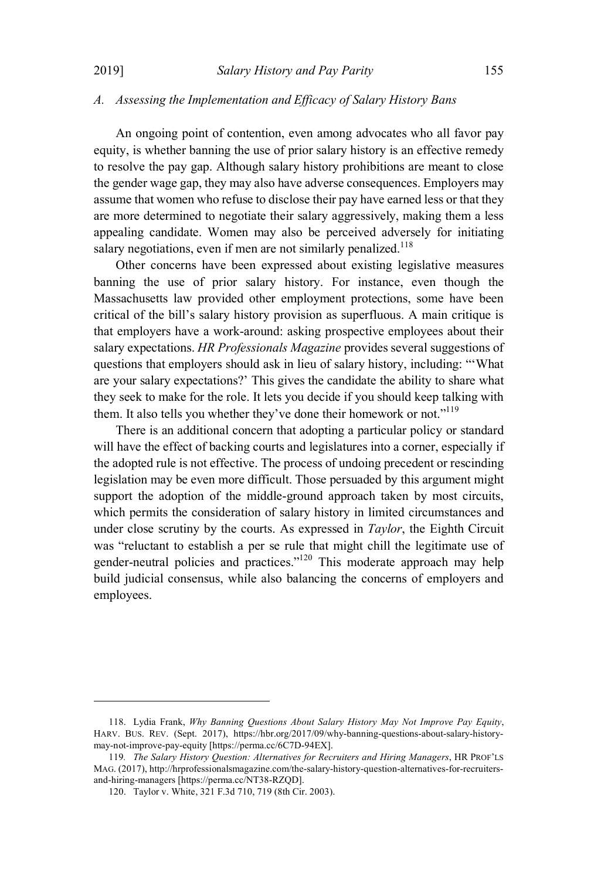### A. *Assessing the Implementation and Efficacy of Salary History Bans*

An ongoing point of contention, even among advocates who all favor pay equity, is whether banning the use of prior salary history is an effective remedy to resolve the pay gap. Although salary history prohibitions are meant to close the gender wage gap, they may also have adverse consequences. Employers may assume that women who refuse to disclose their pay have earned less or that they are more determined to negotiate their salary aggressively, making them a less appealing candidate. Women may also be perceived adversely for initiating salary negotiations, even if men are not similarly penalized.[118]

Other concerns have been expressed about existing legislative measures banning the use of prior salary history. For instance, even though the Massachusetts law provided other employment protections, some have been critical of the bill's salary history provision as superfluous. A main critique is that employers have a work-around: asking prospective employees about their salary expectations. *HR Professionals Magazine* provides several suggestions of questions that employers should ask in lieu of salary history, including: "'What are your salary expectations?' This gives the candidate the ability to share what they seek to make for the role. It lets you decide if you should keep talking with them. It also tells you whether they've done their homework or not."[119]

There is an additional concern that adopting a particular policy or standard will have the effect of backing courts and legislatures into a corner, especially if the adopted rule is not effective. The process of undoing precedent or rescinding legislation may be even more difficult. Those persuaded by this argument might support the adoption of the middle-ground approach taken by most circuits, which permits the consideration of salary history in limited circumstances and under close scrutiny by the courts. As expressed in *Taylor*, the Eighth Circuit was "reluctant to establish a per se rule that might chill the legitimate use of gender-neutral policies and practices."[120] This moderate approach may help build judicial consensus, while also balancing the concerns of employers and employees.

---

118. Lydia Frank, *Why Banning Questions About Salary History May Not Improve Pay Equity*, HARV. BUS. REV. (Sept. 2017), https://hbr.org/2017/09/why-banning-questions-about-salary-history-may-not-improve-pay-equity [https://perma.cc/6C7D-94EX].

119. *The Salary History Question: Alternatives for Recruiters and Hiring Managers*, HR PROF'LS MAG. (2017), http://hrprofessionalsmagazine.com/the-salary-history-question-alternatives-for-recruiters-and-hiring-managers [https://perma.cc/NT38-RZQD].

120. Taylor v. White, 321 F.3d 710, 719 (8th Cir. 2003).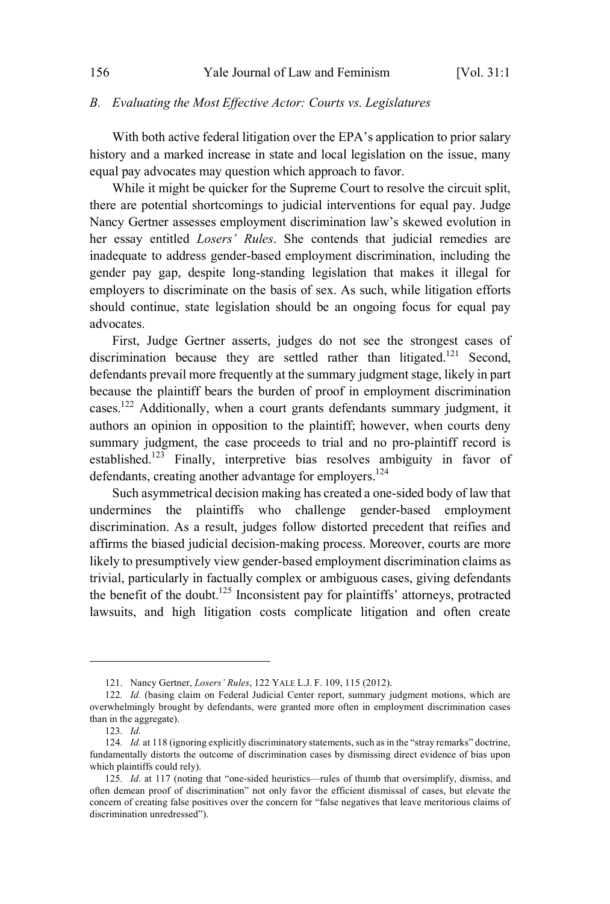### *B. Evaluating the Most Effective Actor: Courts vs. Legislatures*

With both active federal litigation over the EPA's application to prior salary history and a marked increase in state and local legislation on the issue, many equal pay advocates may question which approach to favor.

While it might be quicker for the Supreme Court to resolve the circuit split, there are potential shortcomings to judicial interventions for equal pay. Judge Nancy Gertner assesses employment discrimination law's skewed evolution in her essay entitled *Losers' Rules*. She contends that judicial remedies are inadequate to address gender-based employment discrimination, including the gender pay gap, despite long-standing legislation that makes it illegal for employers to discriminate on the basis of sex. As such, while litigation efforts should continue, state legislation should be an ongoing focus for equal pay advocates.

First, Judge Gertner asserts, judges do not see the strongest cases of discrimination because they are settled rather than litigated.[121] Second, defendants prevail more frequently at the summary judgment stage, likely in part because the plaintiff bears the burden of proof in employment discrimination cases.[122] Additionally, when a court grants defendants summary judgment, it authors an opinion in opposition to the plaintiff; however, when courts deny summary judgment, the case proceeds to trial and no pro-plaintiff record is established.[123] Finally, interpretive bias resolves ambiguity in favor of defendants, creating another advantage for employers.[124]

Such asymmetrical decision making has created a one-sided body of law that undermines the plaintiffs who challenge gender-based employment discrimination. As a result, judges follow distorted precedent that reifies and affirms the biased judicial decision-making process. Moreover, courts are more likely to presumptively view gender-based employment discrimination claims as trivial, particularly in factually complex or ambiguous cases, giving defendants the benefit of the doubt.[125] Inconsistent pay for plaintiffs' attorneys, protracted lawsuits, and high litigation costs complicate litigation and often create

---

121. Nancy Gertner, *Losers' Rules*, 122 YALE L.J. F. 109, 115 (2012).

122. *Id.* (basing claim on Federal Judicial Center report, summary judgment motions, which are overwhelmingly brought by defendants, were granted more often in employment discrimination cases than in the aggregate).

123. *Id.*

124. *Id.* at 118 (ignoring explicitly discriminatory statements, such as in the "stray remarks" doctrine, fundamentally distorts the outcome of discrimination cases by dismissing direct evidence of bias upon which plaintiffs could rely).

125. *Id.* at 117 (noting that "one-sided heuristics—rules of thumb that oversimplify, dismiss, and often demean proof of discrimination" not only favor the efficient dismissal of cases, but elevate the concern of creating false positives over the concern for "false negatives that leave meritorious claims of discrimination unredressed").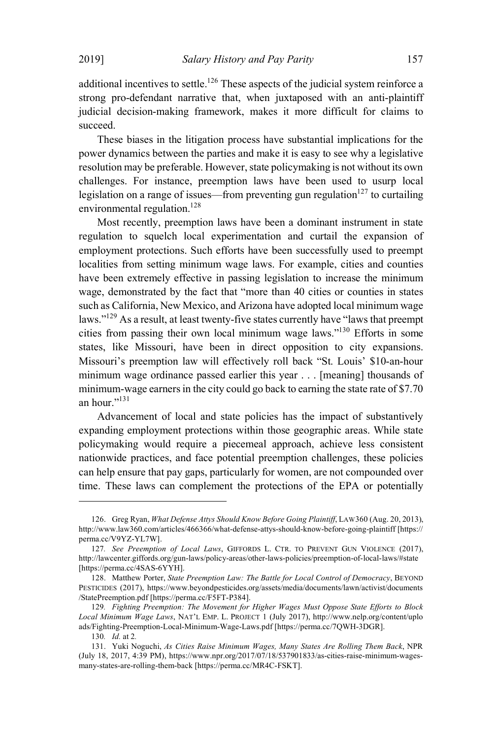additional incentives to settle.[126] These aspects of the judicial system reinforce a strong pro-defendant narrative that, when juxtaposed with an anti-plaintiff judicial decision-making framework, makes it more difficult for claims to succeed.

These biases in the litigation process have substantial implications for the power dynamics between the parties and make it is easy to see why a legislative resolution may be preferable. However, state policymaking is not without its own challenges. For instance, preemption laws have been used to usurp local legislation on a range of issues—from preventing gun regulation[127] to curtailing environmental regulation.[128]

Most recently, preemption laws have been a dominant instrument in state regulation to squelch local experimentation and curtail the expansion of employment protections. Such efforts have been successfully used to preempt localities from setting minimum wage laws. For example, cities and counties have been extremely effective in passing legislation to increase the minimum wage, demonstrated by the fact that "more than 40 cities or counties in states such as California, New Mexico, and Arizona have adopted local minimum wage laws."[129] As a result, at least twenty-five states currently have "laws that preempt cities from passing their own local minimum wage laws."[130] Efforts in some states, like Missouri, have been in direct opposition to city expansions. Missouri's preemption law will effectively roll back "St. Louis' $10-an-hour minimum wage ordinance passed earlier this year . . . [meaning] thousands of minimum-wage earners in the city could go back to earning the state rate of $7.70 an hour."[131]

Advancement of local and state policies has the impact of substantively expanding employment protections within those geographic areas. While state policymaking would require a piecemeal approach, achieve less consistent nationwide practices, and face potential preemption challenges, these policies can help ensure that pay gaps, particularly for women, are not compounded over time. These laws can complement the protections of the EPA or potentially

---

126. Greg Ryan, *What Defense Attys Should Know Before Going Plaintiff*, LAW360 (Aug. 20, 2013), http://www.law360.com/articles/466366/what-defense-attys-should-know-before-going-plaintiff [https://perma.cc/V9YZ-YL7W].

127. *See Preemption of Local Laws*, GIFFORDS L. CTR. TO PREVENT GUN VIOLENCE (2017), http://lawcenter.giffords.org/gun-laws/policy-areas/other-laws-policies/preemption-of-local-laws/#state [https://perma.cc/4SAS-6YYH].

128. Matthew Porter, *State Preemption Law: The Battle for Local Control of Democracy*, BEYOND PESTICIDES (2017), https://www.beyondpesticides.org/assets/media/documents/lawn/activist/documents/StatePreemption.pdf [https://perma.cc/F5FT-P384].

129. *Fighting Preemption: The Movement for Higher Wages Must Oppose State Efforts to Block Local Minimum Wage Laws*, NAT'L EMP. L. PROJECT 1 (July 2017), http://www.nelp.org/content/uploads/Fighting-Preemption-Local-Minimum-Wage-Laws.pdf [https://perma.cc/7QWH-3DGR].

130. *Id.* at 2.

131. Yuki Noguchi, *As Cities Raise Minimum Wages, Many States Are Rolling Them Back*, NPR (July 18, 2017, 4:39 PM), https://www.npr.org/2017/07/18/537901833/as-cities-raise-minimum-wages-many-states-are-rolling-them-back [https://perma.cc/MR4C-FSKT].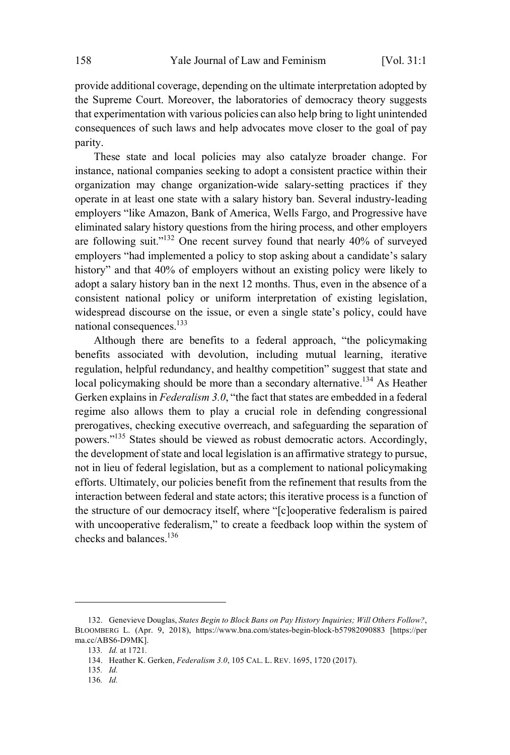provide additional coverage, depending on the ultimate interpretation adopted by the Supreme Court. Moreover, the laboratories of democracy theory suggests that experimentation with various policies can also help bring to light unintended consequences of such laws and help advocates move closer to the goal of pay parity.

These state and local policies may also catalyze broader change. For instance, national companies seeking to adopt a consistent practice within their organization may change organization-wide salary-setting practices if they operate in at least one state with a salary history ban. Several industry-leading employers "like Amazon, Bank of America, Wells Fargo, and Progressive have eliminated salary history questions from the hiring process, and other employers are following suit."[132] One recent survey found that nearly 40% of surveyed employers "had implemented a policy to stop asking about a candidate's salary history" and that 40% of employers without an existing policy were likely to adopt a salary history ban in the next 12 months. Thus, even in the absence of a consistent national policy or uniform interpretation of existing legislation, widespread discourse on the issue, or even a single state's policy, could have national consequences.[133]

Although there are benefits to a federal approach, "the policymaking benefits associated with devolution, including mutual learning, iterative regulation, helpful redundancy, and healthy competition" suggest that state and local policymaking should be more than a secondary alternative.[134] As Heather Gerken explains in *Federalism 3.0*, "the fact that states are embedded in a federal regime also allows them to play a crucial role in defending congressional prerogatives, checking executive overreach, and safeguarding the separation of powers."[135] States should be viewed as robust democratic actors. Accordingly, the development of state and local legislation is an affirmative strategy to pursue, not in lieu of federal legislation, but as a complement to national policymaking efforts. Ultimately, our policies benefit from the refinement that results from the interaction between federal and state actors; this iterative process is a function of the structure of our democracy itself, where "[c]ooperative federalism is paired with uncooperative federalism," to create a feedback loop within the system of checks and balances.[136]

---

132. Genevieve Douglas, *States Begin to Block Bans on Pay History Inquiries; Will Others Follow?*, BLOOMBERG L. (Apr. 9, 2018), https://www.bna.com/states-begin-block-b57982090883 [https://perma.cc/ABS6-D9MK].

133. *Id.* at 1721.

134. Heather K. Gerken, *Federalism 3.0*, 105 CAL. L. REV. 1695, 1720 (2017).

135. *Id.*

136. *Id.*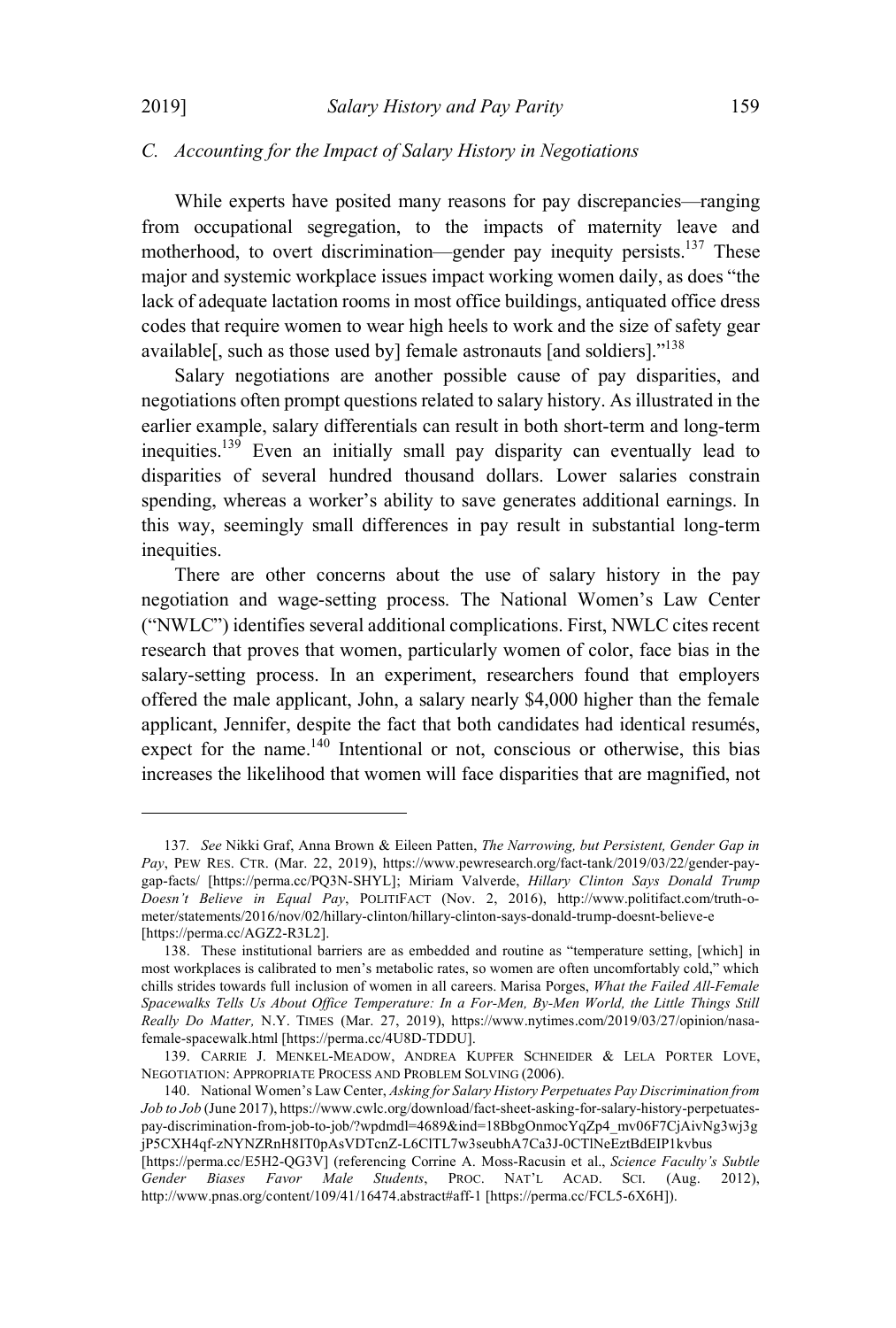### C. *Accounting for the Impact of Salary History in Negotiations*

While experts have posited many reasons for pay discrepancies—ranging from occupational segregation, to the impacts of maternity leave and motherhood, to overt discrimination—gender pay inequity persists.[137] These major and systemic workplace issues impact working women daily, as does "the lack of adequate lactation rooms in most office buildings, antiquated office dress codes that require women to wear high heels to work and the size of safety gear available[, such as those used by] female astronauts [and soldiers]."[138]

Salary negotiations are another possible cause of pay disparities, and negotiations often prompt questions related to salary history. As illustrated in the earlier example, salary differentials can result in both short-term and long-term inequities.[139] Even an initially small pay disparity can eventually lead to disparities of several hundred thousand dollars. Lower salaries constrain spending, whereas a worker's ability to save generates additional earnings. In this way, seemingly small differences in pay result in substantial long-term inequities.

There are other concerns about the use of salary history in the pay negotiation and wage-setting process. The National Women's Law Center ("NWLC") identifies several additional complications. First, NWLC cites recent research that proves that women, particularly women of color, face bias in the salary-setting process. In an experiment, researchers found that employers offered the male applicant, John, a salary nearly $4,000 higher than the female applicant, Jennifer, despite the fact that both candidates had identical resumés, expect for the name.[140] Intentional or not, conscious or otherwise, this bias increases the likelihood that women will face disparities that are magnified, not

---

137. *See* Nikki Graf, Anna Brown & Eileen Patten, *The Narrowing, but Persistent, Gender Gap in Pay*, PEW RES. CTR. (Mar. 22, 2019), https://www.pewresearch.org/fact-tank/2019/03/22/gender-pay-gap-facts/ [https://perma.cc/PQ3N-SHYL]; Miriam Valverde, *Hillary Clinton Says Donald Trump Doesn't Believe in Equal Pay*, POLITIFACT (Nov. 2, 2016), http://www.politifact.com/truth-o-meter/statements/2016/nov/02/hillary-clinton/hillary-clinton-says-donald-trump-doesnt-believe-e [https://perma.cc/AGZ2-R3L2].

138. These institutional barriers are as embedded and routine as "temperature setting, [which] in most workplaces is calibrated to men's metabolic rates, so women are often uncomfortably cold," which chills strides towards full inclusion of women in all careers. Marisa Porges, *What the Failed All-Female Spacewalks Tells Us About Office Temperature: In a For-Men, By-Men World, the Little Things Still Really Do Matter,* N.Y. TIMES (Mar. 27, 2019), https://www.nytimes.com/2019/03/27/opinion/nasa-female-spacewalk.html [https://perma.cc/4U8D-TDDU].

139. CARRIE J. MENKEL-MEADOW, ANDREA KUPFER SCHNEIDER & LELA PORTER LOVE, NEGOTIATION: APPROPRIATE PROCESS AND PROBLEM SOLVING (2006).

140. National Women's Law Center, *Asking for Salary History Perpetuates Pay Discrimination from Job to Job* (June 2017), https://www.cwlc.org/download/fact-sheet-asking-for-salary-history-perpetuates-pay-discrimination-from-job-to-job/?wpdmdl=4689&ind=18BbgOnmocYqZp4_mv06F7CjAivNg3wj3gjP5CXH4qf-zNYNZRnH8IT0pAsVDTcnZ-L6ClTL7w3seubhA7Ca3J-0CTlNeEztBdEIP1kvbus [https://perma.cc/E5H2-QG3V] (referencing Corrine A. Moss-Racusin et al., *Science Faculty's Subtle Gender Biases Favor Male Students*, PROC. NAT'L ACAD. SCI. (Aug. 2012), http://www.pnas.org/content/109/41/16474.abstract#aff-1 [https://perma.cc/FCL5-6X6H]).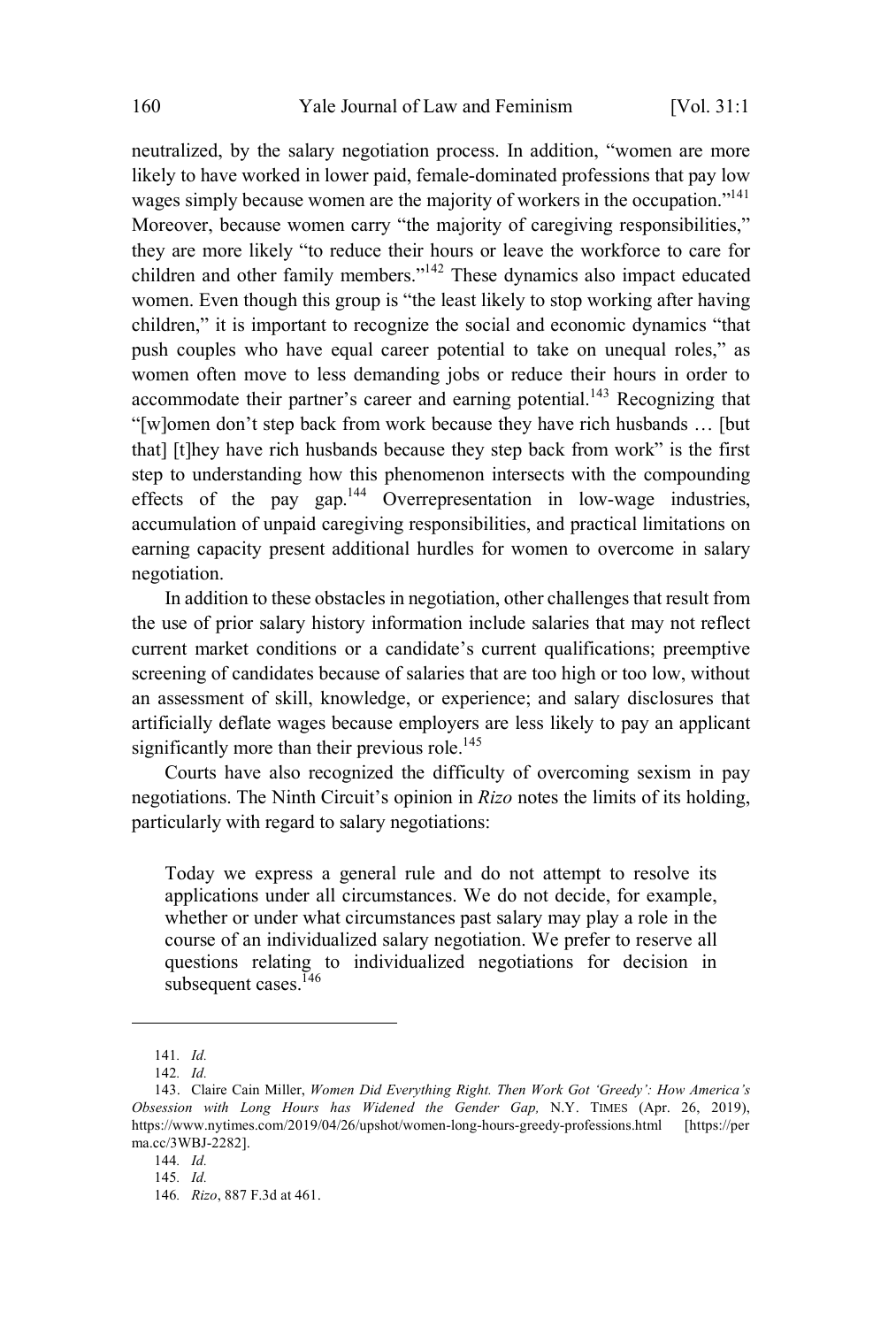neutralized, by the salary negotiation process. In addition, "women are more likely to have worked in lower paid, female-dominated professions that pay low wages simply because women are the majority of workers in the occupation."[141] Moreover, because women carry "the majority of caregiving responsibilities," they are more likely "to reduce their hours or leave the workforce to care for children and other family members."[142] These dynamics also impact educated women. Even though this group is "the least likely to stop working after having children," it is important to recognize the social and economic dynamics "that push couples who have equal career potential to take on unequal roles," as women often move to less demanding jobs or reduce their hours in order to accommodate their partner's career and earning potential.[143] Recognizing that "[w]omen don't step back from work because they have rich husbands … [but that] [t]hey have rich husbands because they step back from work" is the first step to understanding how this phenomenon intersects with the compounding effects of the pay gap.[144] Overrepresentation in low-wage industries, accumulation of unpaid caregiving responsibilities, and practical limitations on earning capacity present additional hurdles for women to overcome in salary negotiation.

In addition to these obstacles in negotiation, other challenges that result from the use of prior salary history information include salaries that may not reflect current market conditions or a candidate's current qualifications; preemptive screening of candidates because of salaries that are too high or too low, without an assessment of skill, knowledge, or experience; and salary disclosures that artificially deflate wages because employers are less likely to pay an applicant significantly more than their previous role.[145]

Courts have also recognized the difficulty of overcoming sexism in pay negotiations. The Ninth Circuit's opinion in *Rizo* notes the limits of its holding, particularly with regard to salary negotiations:

> Today we express a general rule and do not attempt to resolve its applications under all circumstances. We do not decide, for example, whether or under what circumstances past salary may play a role in the course of an individualized salary negotiation. We prefer to reserve all questions relating to individualized negotiations for decision in subsequent cases.[146]

---

141. *Id.*

142. *Id.*

143. Claire Cain Miller, *Women Did Everything Right. Then Work Got 'Greedy': How America's Obsession with Long Hours has Widened the Gender Gap,* N.Y. TIMES (Apr. 26, 2019), https://www.nytimes.com/2019/04/26/upshot/women-long-hours-greedy-professions.html [https://perma.cc/3WBJ-2282].

144. *Id.*

145. *Id.*

146. *Rizo*, 887 F.3d at 461.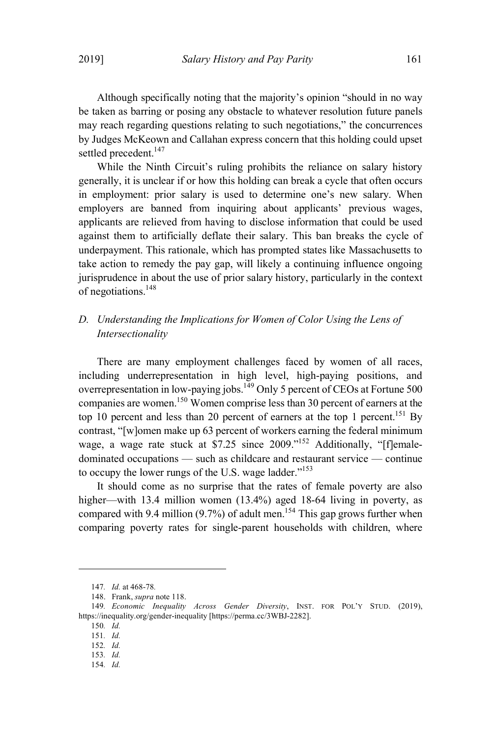Although specifically noting that the majority's opinion "should in no way be taken as barring or posing any obstacle to whatever resolution future panels may reach regarding questions relating to such negotiations," the concurrences by Judges McKeown and Callahan express concern that this holding could upset settled precedent.[147]

While the Ninth Circuit's ruling prohibits the reliance on salary history generally, it is unclear if or how this holding can break a cycle that often occurs in employment: prior salary is used to determine one's new salary. When employers are banned from inquiring about applicants' previous wages, applicants are relieved from having to disclose information that could be used against them to artificially deflate their salary. This ban breaks the cycle of underpayment. This rationale, which has prompted states like Massachusetts to take action to remedy the pay gap, will likely a continuing influence ongoing jurisprudence in about the use of prior salary history, particularly in the context of negotiations.[148]

### D. *Understanding the Implications for Women of Color Using the Lens of Intersectionality*

There are many employment challenges faced by women of all races, including underrepresentation in high level, high-paying positions, and overrepresentation in low-paying jobs.[149] Only 5 percent of CEOs at Fortune 500 companies are women.[150] Women comprise less than 30 percent of earners at the top 10 percent and less than 20 percent of earners at the top 1 percent.[151] By contrast, "[w]omen make up 63 percent of workers earning the federal minimum wage, a wage rate stuck at $7.25 since 2009."[152] Additionally, "[f]emale-dominated occupations — such as childcare and restaurant service — continue to occupy the lower rungs of the U.S. wage ladder."[153]

It should come as no surprise that the rates of female poverty are also higher—with 13.4 million women (13.4%) aged 18-64 living in poverty, as compared with 9.4 million (9.7%) of adult men.[154] This gap grows further when comparing poverty rates for single-parent households with children, where

---

147. *Id.* at 468-78.

148. Frank, *supra* note 118.

149. *Economic Inequality Across Gender Diversity*, INST. FOR POL'Y STUD. (2019), https://inequality.org/gender-inequality [https://perma.cc/3WBJ-2282].

150. *Id.*

151. *Id.*

152. *Id.*

153. *Id.*

154. *Id.*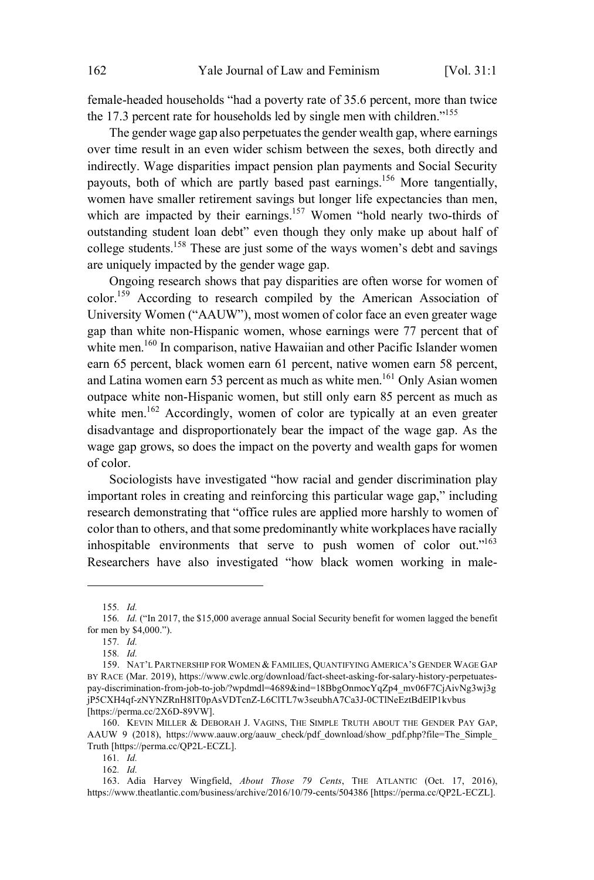female-headed households "had a poverty rate of 35.6 percent, more than twice the 17.3 percent rate for households led by single men with children."[155]

The gender wage gap also perpetuates the gender wealth gap, where earnings over time result in an even wider schism between the sexes, both directly and indirectly. Wage disparities impact pension plan payments and Social Security payouts, both of which are partly based past earnings.[156] More tangentially, women have smaller retirement savings but longer life expectancies than men, which are impacted by their earnings.[157] Women "hold nearly two-thirds of outstanding student loan debt" even though they only make up about half of college students.[158] These are just some of the ways women's debt and savings are uniquely impacted by the gender wage gap.

Ongoing research shows that pay disparities are often worse for women of color.[159] According to research compiled by the American Association of University Women ("AAUW"), most women of color face an even greater wage gap than white non-Hispanic women, whose earnings were 77 percent that of white men.[160] In comparison, native Hawaiian and other Pacific Islander women earn 65 percent, black women earn 61 percent, native women earn 58 percent, and Latina women earn 53 percent as much as white men.[161] Only Asian women outpace white non-Hispanic women, but still only earn 85 percent as much as white men.[162] Accordingly, women of color are typically at an even greater disadvantage and disproportionately bear the impact of the wage gap. As the wage gap grows, so does the impact on the poverty and wealth gaps for women of color.

Sociologists have investigated "how racial and gender discrimination play important roles in creating and reinforcing this particular wage gap," including research demonstrating that "office rules are applied more harshly to women of color than to others, and that some predominantly white workplaces have racially inhospitable environments that serve to push women of color out."[163] Researchers have also investigated "how black women working in male-

---

155. *Id.*

156. *Id.* ("In 2017, the $15,000 average annual Social Security benefit for women lagged the benefit for men by $4,000.").

157. *Id.*

158. *Id.*

159. NAT'L PARTNERSHIP FOR WOMEN & FAMILIES, QUANTIFYING AMERICA'S GENDER WAGE GAP BY RACE (Mar. 2019), https://www.cwlc.org/download/fact-sheet-asking-for-salary-history-perpetuates-pay-discrimination-from-job-to-job/?wpdmdl=4689&ind=18BbgOnmocYqZp4_mv06F7CjAivNg3wj3gjP5CXH4qf-zNYNZRnH8IT0pAsVDTcnZ-L6ClTL7w3seubhA7Ca3J-0CTlNeEztBdEIP1kvbus [https://perma.cc/2X6D-89VW].

160. KEVIN MILLER & DEBORAH J. VAGINS, THE SIMPLE TRUTH ABOUT THE GENDER PAY GAP, AAUW 9 (2018), https://www.aauw.org/aauw_check/pdf_download/show_pdf.php?file=The_Simple_Truth [https://perma.cc/QP2L-ECZL].

161. *Id.*

162. *Id.*

163. Adia Harvey Wingfield, *About Those 79 Cents*, THE ATLANTIC (Oct. 17, 2016), https://www.theatlantic.com/business/archive/2016/10/79-cents/504386 [https://perma.cc/QP2L-ECZL].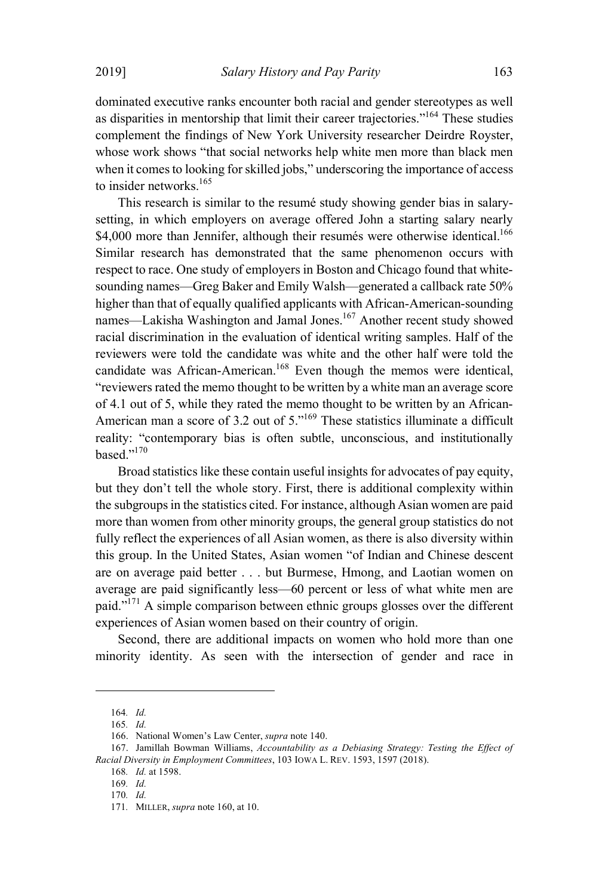dominated executive ranks encounter both racial and gender stereotypes as well as disparities in mentorship that limit their career trajectories."[164] These studies complement the findings of New York University researcher Deirdre Royster, whose work shows "that social networks help white men more than black men when it comes to looking for skilled jobs," underscoring the importance of access to insider networks.[165]

This research is similar to the resumé study showing gender bias in salary-setting, in which employers on average offered John a starting salary nearly $4,000 more than Jennifer, although their resumés were otherwise identical.[166] Similar research has demonstrated that the same phenomenon occurs with respect to race. One study of employers in Boston and Chicago found that white-sounding names—Greg Baker and Emily Walsh—generated a callback rate 50% higher than that of equally qualified applicants with African-American-sounding names—Lakisha Washington and Jamal Jones.[167] Another recent study showed racial discrimination in the evaluation of identical writing samples. Half of the reviewers were told the candidate was white and the other half were told the candidate was African-American.[168] Even though the memos were identical, "reviewers rated the memo thought to be written by a white man an average score of 4.1 out of 5, while they rated the memo thought to be written by an African-American man a score of 3.2 out of 5."[169] These statistics illuminate a difficult reality: "contemporary bias is often subtle, unconscious, and institutionally based."[170]

Broad statistics like these contain useful insights for advocates of pay equity, but they don't tell the whole story. First, there is additional complexity within the subgroups in the statistics cited. For instance, although Asian women are paid more than women from other minority groups, the general group statistics do not fully reflect the experiences of all Asian women, as there is also diversity within this group. In the United States, Asian women "of Indian and Chinese descent are on average paid better . . . but Burmese, Hmong, and Laotian women on average are paid significantly less—60 percent or less of what white men are paid."[171] A simple comparison between ethnic groups glosses over the different experiences of Asian women based on their country of origin.

Second, there are additional impacts on women who hold more than one minority identity. As seen with the intersection of gender and race in

---

164. *Id.*

165. *Id.*

166. National Women's Law Center, *supra* note 140.

167. Jamillah Bowman Williams, *Accountability as a Debiasing Strategy: Testing the Effect of Racial Diversity in Employment Committees*, 103 IOWA L. REV. 1593, 1597 (2018).

168. *Id.* at 1598.

169. *Id.*

170. *Id.*

171. MILLER, *supra* note 160, at 10.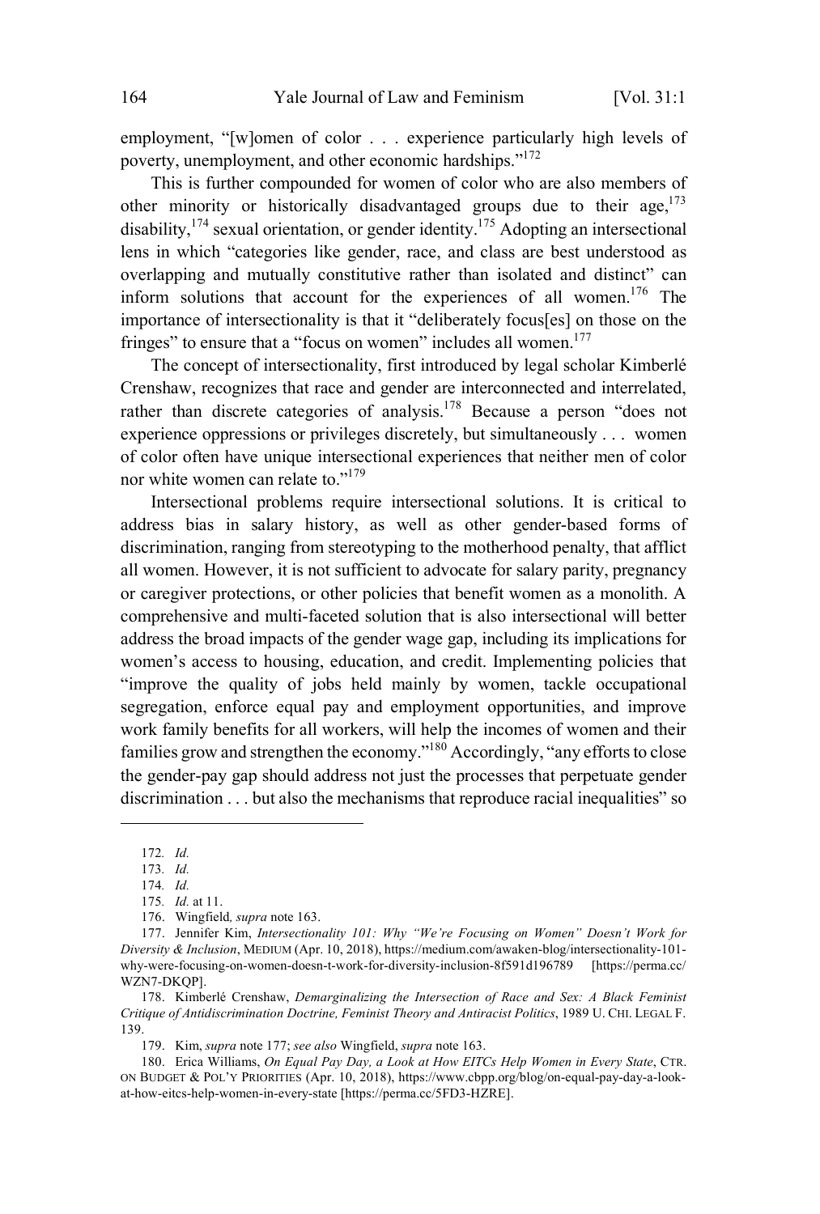employment, "[w]omen of color . . . experience particularly high levels of poverty, unemployment, and other economic hardships."[172]

This is further compounded for women of color who are also members of other minority or historically disadvantaged groups due to their age,[173] disability,[174] sexual orientation, or gender identity.[175] Adopting an intersectional lens in which "categories like gender, race, and class are best understood as overlapping and mutually constitutive rather than isolated and distinct" can inform solutions that account for the experiences of all women.[176] The importance of intersectionality is that it "deliberately focus[es] on those on the fringes" to ensure that a "focus on women" includes all women.[177]

The concept of intersectionality, first introduced by legal scholar Kimberlé Crenshaw, recognizes that race and gender are interconnected and interrelated, rather than discrete categories of analysis.[178] Because a person "does not experience oppressions or privileges discretely, but simultaneously . . . women of color often have unique intersectional experiences that neither men of color nor white women can relate to."[179]

Intersectional problems require intersectional solutions. It is critical to address bias in salary history, as well as other gender-based forms of discrimination, ranging from stereotyping to the motherhood penalty, that afflict all women. However, it is not sufficient to advocate for salary parity, pregnancy or caregiver protections, or other policies that benefit women as a monolith. A comprehensive and multi-faceted solution that is also intersectional will better address the broad impacts of the gender wage gap, including its implications for women's access to housing, education, and credit. Implementing policies that "improve the quality of jobs held mainly by women, tackle occupational segregation, enforce equal pay and employment opportunities, and improve work family benefits for all workers, will help the incomes of women and their families grow and strengthen the economy."[180] Accordingly, "any efforts to close the gender-pay gap should address not just the processes that perpetuate gender discrimination . . . but also the mechanisms that reproduce racial inequalities" so

---

172. *Id.*

173. *Id.*

174. *Id.*

175. *Id.* at 11.

176. Wingfield*, supra* note 163.

177. Jennifer Kim, *Intersectionality 101: Why "We're Focusing on Women" Doesn't Work for Diversity & Inclusion*, MEDIUM (Apr. 10, 2018), https://medium.com/awaken-blog/intersectionality-101-why-were-focusing-on-women-doesn-t-work-for-diversity-inclusion-8f591d196789 [https://perma.cc/WZN7-DKQP].

178. Kimberlé Crenshaw, *Demarginalizing the Intersection of Race and Sex: A Black Feminist Critique of Antidiscrimination Doctrine, Feminist Theory and Antiracist Politics*, 1989 U. CHI. LEGAL F. 139.

179. Kim, *supra* note 177; *see also* Wingfield, *supra* note 163.

180. Erica Williams, *On Equal Pay Day, a Look at How EITCs Help Women in Every State*, CTR. ON BUDGET & POL'Y PRIORITIES (Apr. 10, 2018), https://www.cbpp.org/blog/on-equal-pay-day-a-look-at-how-eitcs-help-women-in-every-state [https://perma.cc/5FD3-HZRE].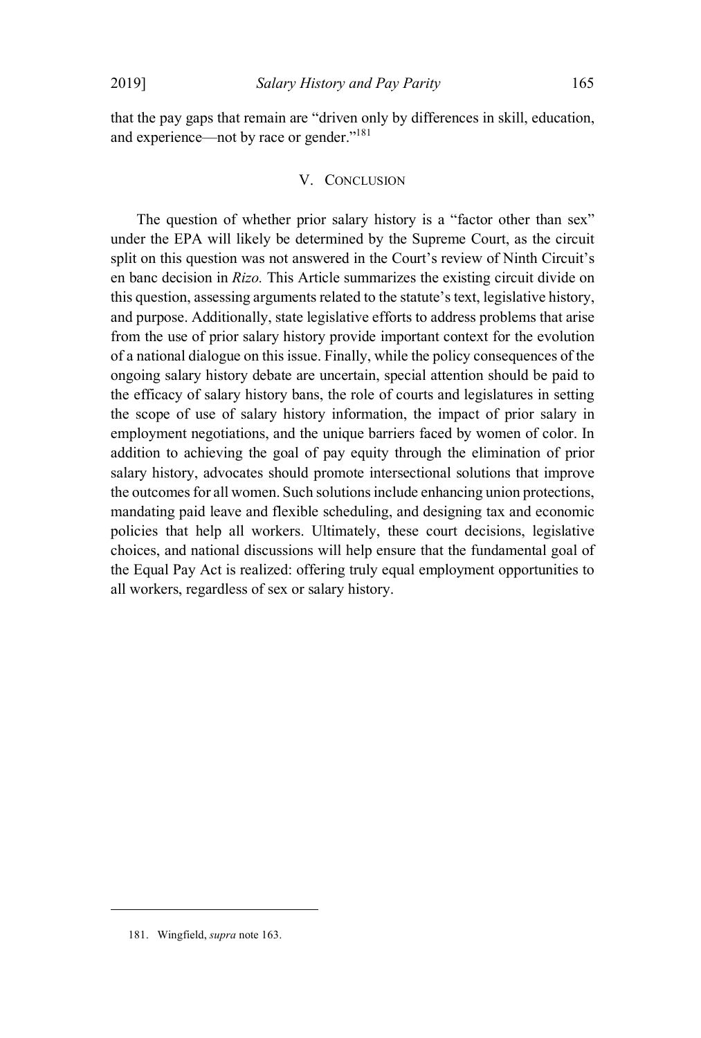that the pay gaps that remain are "driven only by differences in skill, education, and experience—not by race or gender."[181]

## V. CONCLUSION

The question of whether prior salary history is a "factor other than sex" under the EPA will likely be determined by the Supreme Court, as the circuit split on this question was not answered in the Court's review of Ninth Circuit's en banc decision in *Rizo.* This Article summarizes the existing circuit divide on this question, assessing arguments related to the statute's text, legislative history, and purpose. Additionally, state legislative efforts to address problems that arise from the use of prior salary history provide important context for the evolution of a national dialogue on this issue. Finally, while the policy consequences of the ongoing salary history debate are uncertain, special attention should be paid to the efficacy of salary history bans, the role of courts and legislatures in setting the scope of use of salary history information, the impact of prior salary in employment negotiations, and the unique barriers faced by women of color. In addition to achieving the goal of pay equity through the elimination of prior salary history, advocates should promote intersectional solutions that improve the outcomes for all women. Such solutions include enhancing union protections, mandating paid leave and flexible scheduling, and designing tax and economic policies that help all workers. Ultimately, these court decisions, legislative choices, and national discussions will help ensure that the fundamental goal of the Equal Pay Act is realized: offering truly equal employment opportunities to all workers, regardless of sex or salary history.

---

181. Wingfield, *supra* note 163.